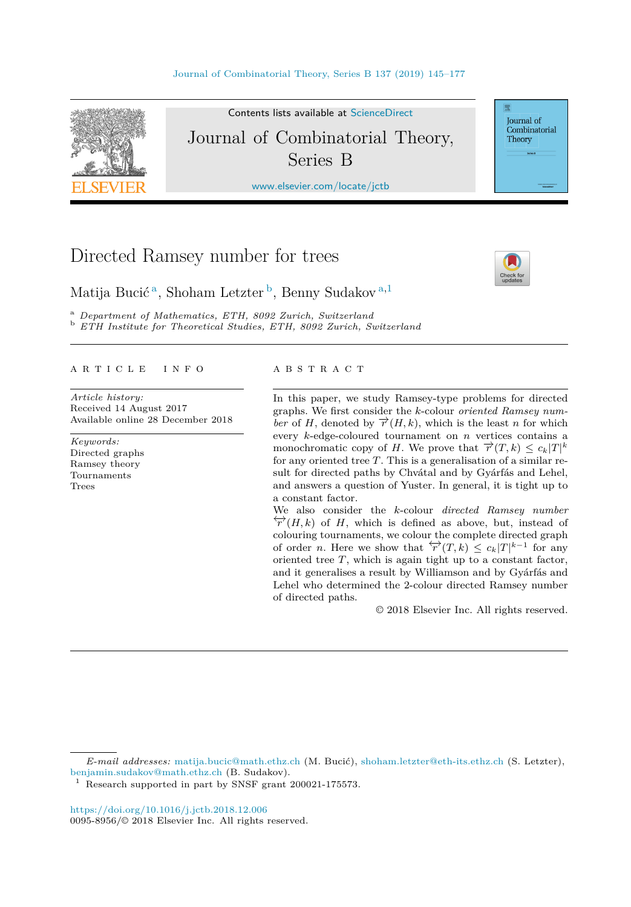# Directed Ramsey number for trees

Matija Bucić [a], Shoham Letzter [b], Benny Sudakov [a,1]

[a] *Department of Mathematics, ETH, 8092 Zurich, Switzerland*
[b] *ETH Institute for Theoretical Studies, ETH, 8092 Zurich, Switzerland*

---

A R T I C L E   I N F O

*Article history:*
Received 14 August 2017
Available online 28 December 2018

*Keywords:*
Directed graphs
Ramsey theory
Tournaments
Trees

A B S T R A C T

In this paper, we study Ramsey-type problems for directed graphs. We first consider the $k$-colour *oriented Ramsey number* of $H$, denoted by $\overrightarrow{r}(H,k)$, which is the least $n$ for which every $k$-edge-coloured tournament on $n$ vertices contains a monochromatic copy of $H$. We prove that $\overrightarrow{r}(T,k) \leq c_k|T|^k$ for any oriented tree $T$. This is a generalisation of a similar result for directed paths by Chvátal and by Gyárfás and Lehel, and answers a question of Yuster. In general, it is tight up to a constant factor.

We also consider the $k$-colour *directed Ramsey number* $\overleftrightarrow{r}(H,k)$ of $H$, which is defined as above, but, instead of colouring tournaments, we colour the complete directed graph of order $n$. Here we show that $\overleftrightarrow{r}(T,k) \leq c_k|T|^{k-1}$ for any oriented tree $T$, which is again tight up to a constant factor, and it generalises a result by Williamson and by Gyárfás and Lehel who determined the 2-colour directed Ramsey number of directed paths.

© 2018 Elsevier Inc. All rights reserved.

---

*E-mail addresses:* matija.bucic@math.ethz.ch (M. Bucić), shoham.letzter@eth-its.ethz.ch (S. Letzter), benjamin.sudakov@math.ethz.ch (B. Sudakov).

[1] Research supported in part by SNSF grant 200021-175573.

https://doi.org/10.1016/j.jctb.2018.12.006
0095-8956/© 2018 Elsevier Inc. All rights reserved.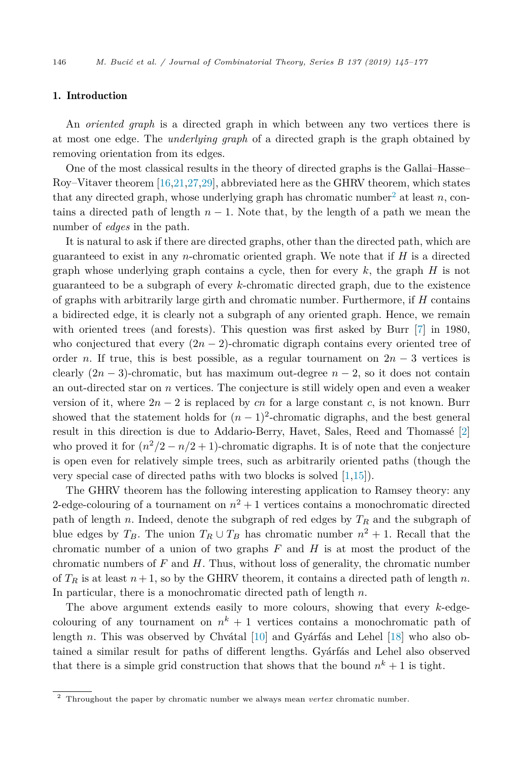## 1. Introduction

An *oriented graph* is a directed graph in which between any two vertices there is at most one edge. The *underlying graph* of a directed graph is the graph obtained by removing orientation from its edges.

One of the most classical results in the theory of directed graphs is the Gallai–Hasse–Roy–Vitaver theorem [16,21,27,29], abbreviated here as the GHRV theorem, which states that any directed graph, whose underlying graph has chromatic number[2] at least $n$, contains a directed path of length $n - 1$. Note that, by the length of a path we mean the number of *edges* in the path.

It is natural to ask if there are directed graphs, other than the directed path, which are guaranteed to exist in any $n$-chromatic oriented graph. We note that if $H$ is a directed graph whose underlying graph contains a cycle, then for every $k$, the graph $H$ is not guaranteed to be a subgraph of every $k$-chromatic directed graph, due to the existence of graphs with arbitrarily large girth and chromatic number. Furthermore, if $H$ contains a bidirected edge, it is clearly not a subgraph of any oriented graph. Hence, we remain with oriented trees (and forests). This question was first asked by Burr [7] in 1980, who conjectured that every $(2n - 2)$-chromatic digraph contains every oriented tree of order $n$. If true, this is best possible, as a regular tournament on $2n - 3$ vertices is clearly $(2n - 3)$-chromatic, but has maximum out-degree $n - 2$, so it does not contain an out-directed star on $n$ vertices. The conjecture is still widely open and even a weaker version of it, where $2n - 2$ is replaced by $cn$ for a large constant $c$, is not known. Burr showed that the statement holds for $(n - 1)^2$-chromatic digraphs, and the best general result in this direction is due to Addario-Berry, Havet, Sales, Reed and Thomassé [2] who proved it for $(n^2/2 - n/2 + 1)$-chromatic digraphs. It is of note that the conjecture is open even for relatively simple trees, such as arbitrarily oriented paths (though the very special case of directed paths with two blocks is solved [1,15]).

The GHRV theorem has the following interesting application to Ramsey theory: any 2-edge-colouring of a tournament on $n^2 + 1$ vertices contains a monochromatic directed path of length $n$. Indeed, denote the subgraph of red edges by $T_R$ and the subgraph of blue edges by $T_B$. The union $T_R \cup T_B$ has chromatic number $n^2 + 1$. Recall that the chromatic number of a union of two graphs $F$ and $H$ is at most the product of the chromatic numbers of $F$ and $H$. Thus, without loss of generality, the chromatic number of $T_R$ is at least $n + 1$, so by the GHRV theorem, it contains a directed path of length $n$. In particular, there is a monochromatic directed path of length $n$.

The above argument extends easily to more colours, showing that every $k$-edge-colouring of any tournament on $n^k + 1$ vertices contains a monochromatic path of length $n$. This was observed by Chvátal [10] and Gyárfás and Lehel [18] who also obtained a similar result for paths of different lengths. Gyárfás and Lehel also observed that there is a simple grid construction that shows that the bound $n^k + 1$ is tight.

[2] Throughout the paper by chromatic number we always mean *vertex* chromatic number.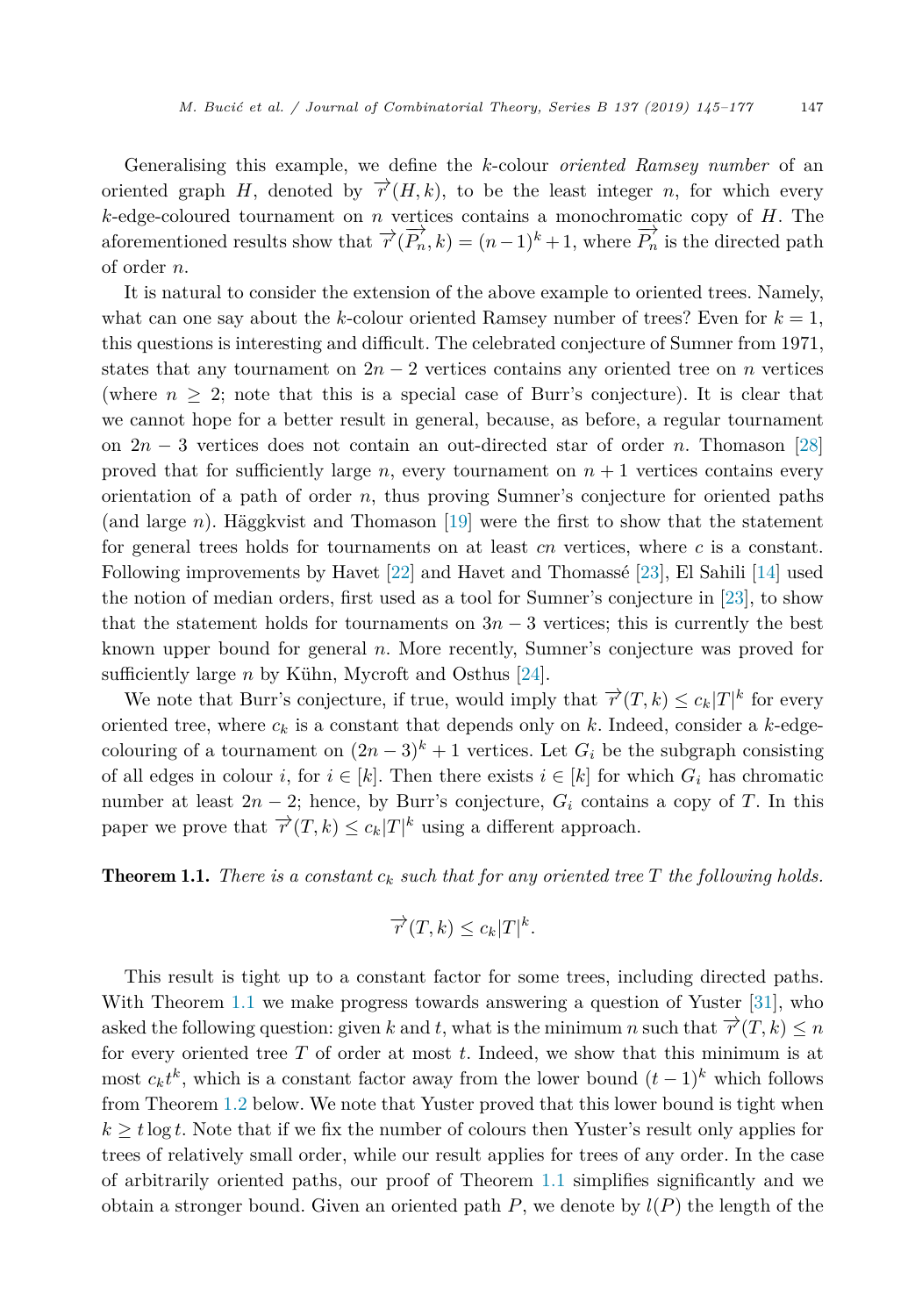Generalising this example, we define the $k$-colour *oriented Ramsey number* of an oriented graph $H$, denoted by $\overrightarrow{r}(H,k)$, to be the least integer $n$, for which every $k$-edge-coloured tournament on $n$ vertices contains a monochromatic copy of $H$. The aforementioned results show that $\overrightarrow{r}(\overrightarrow{P_n},k) = (n-1)^k + 1$, where $\overrightarrow{P_n}$ is the directed path of order $n$.

It is natural to consider the extension of the above example to oriented trees. Namely, what can one say about the $k$-colour oriented Ramsey number of trees? Even for $k = 1$, this questions is interesting and difficult. The celebrated conjecture of Sumner from 1971, states that any tournament on $2n-2$ vertices contains any oriented tree on $n$ vertices (where $n \geq 2$; note that this is a special case of Burr's conjecture). It is clear that we cannot hope for a better result in general, because, as before, a regular tournament on $2n-3$ vertices does not contain an out-directed star of order $n$. Thomason [28] proved that for sufficiently large $n$, every tournament on $n+1$ vertices contains every orientation of a path of order $n$, thus proving Sumner's conjecture for oriented paths (and large $n$). Häggkvist and Thomason [19] were the first to show that the statement for general trees holds for tournaments on at least $cn$ vertices, where $c$ is a constant. Following improvements by Havet [22] and Havet and Thomassé [23], El Sahili [14] used the notion of median orders, first used as a tool for Sumner's conjecture in [23], to show that the statement holds for tournaments on $3n-3$ vertices; this is currently the best known upper bound for general $n$. More recently, Sumner's conjecture was proved for sufficiently large $n$ by Kühn, Mycroft and Osthus [24].

We note that Burr's conjecture, if true, would imply that $\overrightarrow{r}(T,k) \leq c_k|T|^k$ for every oriented tree, where $c_k$ is a constant that depends only on $k$. Indeed, consider a $k$-edge-colouring of a tournament on $(2n-3)^k + 1$ vertices. Let $G_i$ be the subgraph consisting of all edges in colour $i$, for $i \in [k]$. Then there exists $i \in [k]$ for which $G_i$ has chromatic number at least $2n-2$; hence, by Burr's conjecture, $G_i$ contains a copy of $T$. In this paper we prove that $\overrightarrow{r}(T,k) \leq c_k|T|^k$ using a different approach.

**Theorem 1.1.** *There is a constant $c_k$ such that for any oriented tree $T$ the following holds.*

$$\overrightarrow{r}(T,k) \leq c_k|T|^k.$$

This result is tight up to a constant factor for some trees, including directed paths. With Theorem 1.1 we make progress towards answering a question of Yuster [31], who asked the following question: given $k$ and $t$, what is the minimum $n$ such that $\overrightarrow{r}(T,k) \leq n$ for every oriented tree $T$ of order at most $t$. Indeed, we show that this minimum is at most $c_k t^k$, which is a constant factor away from the lower bound $(t-1)^k$ which follows from Theorem 1.2 below. We note that Yuster proved that this lower bound is tight when $k \geq t \log t$. Note that if we fix the number of colours then Yuster's result only applies for trees of relatively small order, while our result applies for trees of any order. In the case of arbitrarily oriented paths, our proof of Theorem 1.1 simplifies significantly and we obtain a stronger bound. Given an oriented path $P$, we denote by $l(P)$ the length of the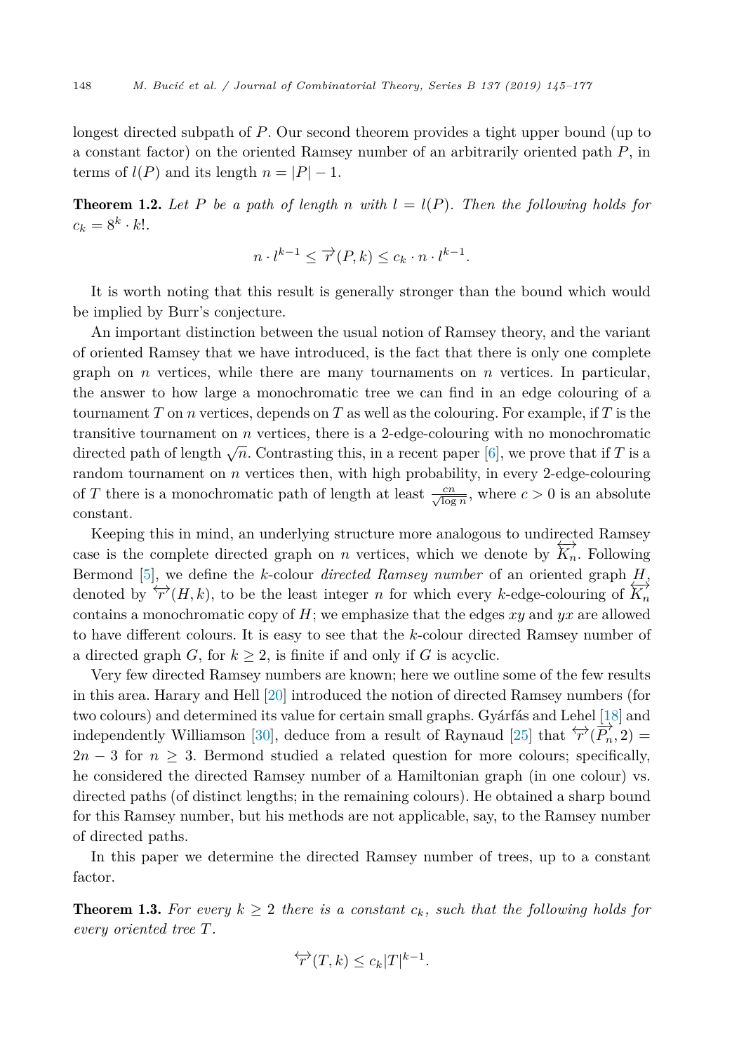longest directed subpath of $P$. Our second theorem provides a tight upper bound (up to a constant factor) on the oriented Ramsey number of an arbitrarily oriented path $P$, in terms of $l(P)$ and its length $n = |P| - 1$.

**Theorem 1.2.** *Let $P$ be a path of length $n$ with $l = l(P)$. Then the following holds for $c_k = 8^k \cdot k!$.*

$$n \cdot l^{k-1} \leq \overrightarrow{r}(P, k) \leq c_k \cdot n \cdot l^{k-1}.$$

It is worth noting that this result is generally stronger than the bound which would be implied by Burr's conjecture.

An important distinction between the usual notion of Ramsey theory, and the variant of oriented Ramsey that we have introduced, is the fact that there is only one complete graph on $n$ vertices, while there are many tournaments on $n$ vertices. In particular, the answer to how large a monochromatic tree we can find in an edge colouring of a tournament $T$ on $n$ vertices, depends on $T$ as well as the colouring. For example, if $T$ is the transitive tournament on $n$ vertices, there is a 2-edge-colouring with no monochromatic directed path of length $\sqrt{n}$. Contrasting this, in a recent paper [6], we prove that if $T$ is a random tournament on $n$ vertices then, with high probability, in every 2-edge-colouring of $T$ there is a monochromatic path of length at least $\frac{cn}{\sqrt{\log n}}$, where $c > 0$ is an absolute constant.

Keeping this in mind, an underlying structure more analogous to undirected Ramsey case is the complete directed graph on $n$ vertices, which we denote by $\overleftrightarrow{K_n}$. Following Bermond [5], we define the $k$-colour *directed Ramsey number* of an oriented graph $H$, denoted by $\overleftrightarrow{r}(H, k)$, to be the least integer $n$ for which every $k$-edge-colouring of $\overleftrightarrow{K_n}$ contains a monochromatic copy of $H$; we emphasize that the edges $xy$ and $yx$ are allowed to have different colours. It is easy to see that the $k$-colour directed Ramsey number of a directed graph $G$, for $k \geq 2$, is finite if and only if $G$ is acyclic.

Very few directed Ramsey numbers are known; here we outline some of the few results in this area. Harary and Hell [20] introduced the notion of directed Ramsey numbers (for two colours) and determined its value for certain small graphs. Gyárfás and Lehel [18] and independently Williamson [30], deduce from a result of Raynaud [25] that $\overleftrightarrow{r}(\overrightarrow{P_n}, 2) = 2n - 3$ for $n \geq 3$. Bermond studied a related question for more colours; specifically, he considered the directed Ramsey number of a Hamiltonian graph (in one colour) vs. directed paths (of distinct lengths; in the remaining colours). He obtained a sharp bound for this Ramsey number, but his methods are not applicable, say, to the Ramsey number of directed paths.

In this paper we determine the directed Ramsey number of trees, up to a constant factor.

**Theorem 1.3.** *For every $k \geq 2$ there is a constant $c_k$, such that the following holds for every oriented tree $T$.*

$$\overleftrightarrow{r}(T, k) \leq c_k |T|^{k-1}.$$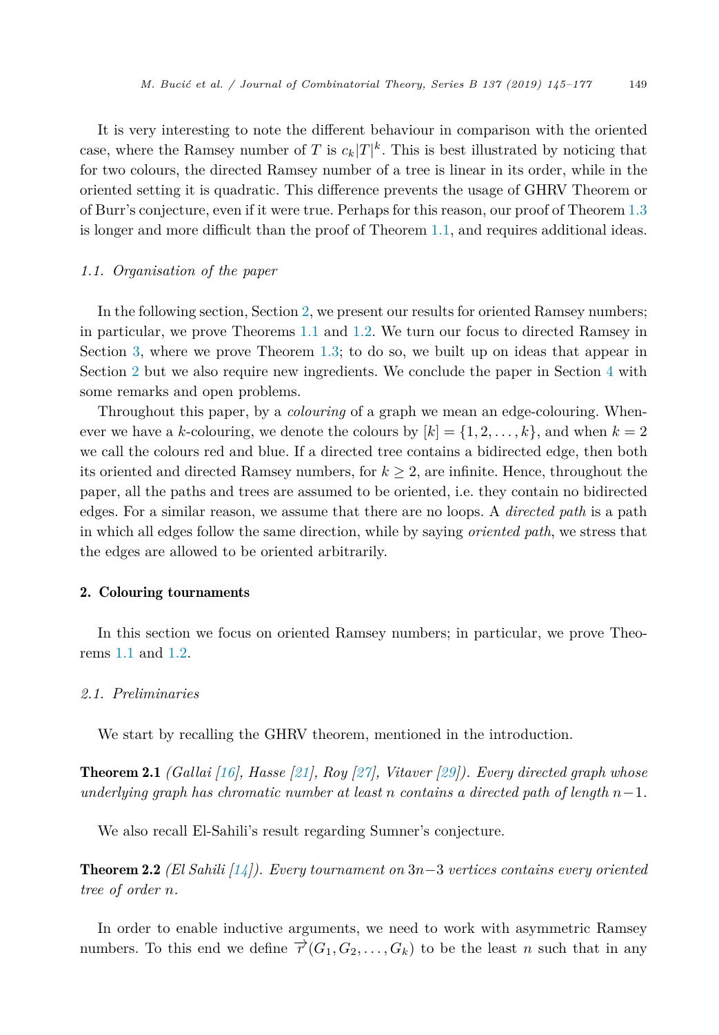It is very interesting to note the different behaviour in comparison with the oriented case, where the Ramsey number of $T$ is $c_k|T|^k$. This is best illustrated by noticing that for two colours, the directed Ramsey number of a tree is linear in its order, while in the oriented setting it is quadratic. This difference prevents the usage of GHRV Theorem or of Burr's conjecture, even if it were true. Perhaps for this reason, our proof of Theorem 1.3 is longer and more difficult than the proof of Theorem 1.1, and requires additional ideas.

### 1.1. Organisation of the paper

In the following section, Section 2, we present our results for oriented Ramsey numbers; in particular, we prove Theorems 1.1 and 1.2. We turn our focus to directed Ramsey in Section 3, where we prove Theorem 1.3; to do so, we built up on ideas that appear in Section 2 but we also require new ingredients. We conclude the paper in Section 4 with some remarks and open problems.

Throughout this paper, by a *colouring* of a graph we mean an edge-colouring. Whenever we have a $k$-colouring, we denote the colours by $[k] = \{1, 2, \dots, k\}$, and when $k = 2$ we call the colours red and blue. If a directed tree contains a bidirected edge, then both its oriented and directed Ramsey numbers, for $k \geq 2$, are infinite. Hence, throughout the paper, all the paths and trees are assumed to be oriented, i.e. they contain no bidirected edges. For a similar reason, we assume that there are no loops. A *directed path* is a path in which all edges follow the same direction, while by saying *oriented path*, we stress that the edges are allowed to be oriented arbitrarily.

## 2. Colouring tournaments

In this section we focus on oriented Ramsey numbers; in particular, we prove Theorems 1.1 and 1.2.

### 2.1. Preliminaries

We start by recalling the GHRV theorem, mentioned in the introduction.

**Theorem 2.1** *(Gallai [16], Hasse [21], Roy [27], Vitaver [29]). Every directed graph whose underlying graph has chromatic number at least $n$ contains a directed path of length $n-1$.*

We also recall El-Sahili's result regarding Sumner's conjecture.

**Theorem 2.2** *(El Sahili [14]). Every tournament on $3n-3$ vertices contains every oriented tree of order $n$.*

In order to enable inductive arguments, we need to work with asymmetric Ramsey numbers. To this end we define $\overrightarrow{r}(G_1, G_2, \dots, G_k)$ to be the least $n$ such that in any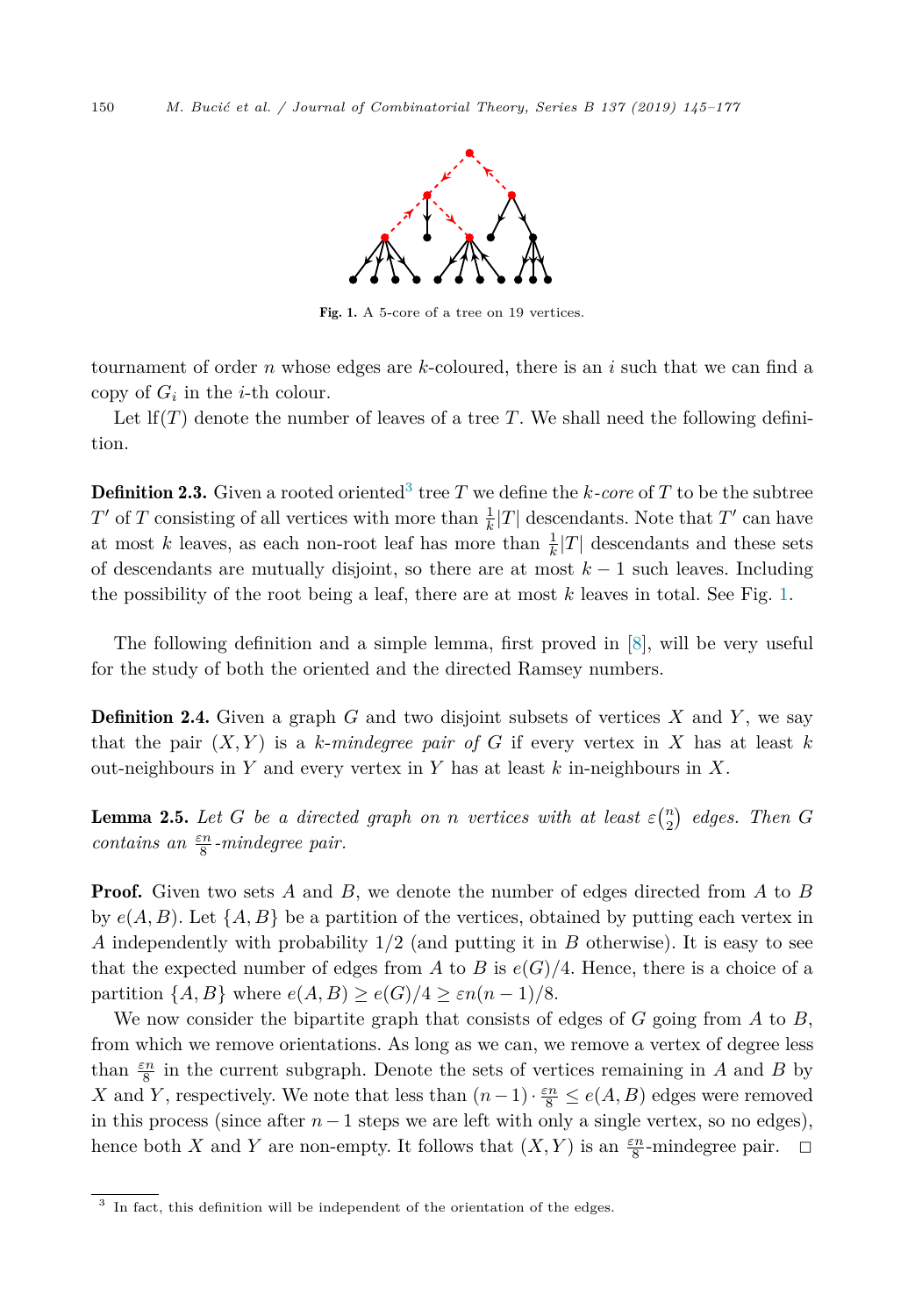Fig. 1. A 5-core of a tree on 19 vertices.

tournament of order $n$ whose edges are $k$-coloured, there is an $i$ such that we can find a copy of $G_i$ in the $i$-th colour.

Let $\mathrm{lf}(T)$ denote the number of leaves of a tree $T$. We shall need the following definition.

**Definition 2.3.** Given a rooted oriented[3] tree $T$ we define the *$k$-core* of $T$ to be the subtree $T'$ of $T$ consisting of all vertices with more than $\frac{1}{k}|T|$ descendants. Note that $T'$ can have at most $k$ leaves, as each non-root leaf has more than $\frac{1}{k}|T|$ descendants and these sets of descendants are mutually disjoint, so there are at most $k-1$ such leaves. Including the possibility of the root being a leaf, there are at most $k$ leaves in total. See Fig. 1.

The following definition and a simple lemma, first proved in [8], will be very useful for the study of both the oriented and the directed Ramsey numbers.

**Definition 2.4.** Given a graph $G$ and two disjoint subsets of vertices $X$ and $Y$, we say that the pair $(X, Y)$ is a *$k$-mindegree pair of $G$* if every vertex in $X$ has at least $k$ out-neighbours in $Y$ and every vertex in $Y$ has at least $k$ in-neighbours in $X$.

**Lemma 2.5.** *Let $G$ be a directed graph on $n$ vertices with at least $\varepsilon\binom{n}{2}$ edges. Then $G$ contains an $\frac{\varepsilon n}{8}$-mindegree pair.*

**Proof.** Given two sets $A$ and $B$, we denote the number of edges directed from $A$ to $B$ by $e(A, B)$. Let $\{A, B\}$ be a partition of the vertices, obtained by putting each vertex in $A$ independently with probability $1/2$ (and putting it in $B$ otherwise). It is easy to see that the expected number of edges from $A$ to $B$ is $e(G)/4$. Hence, there is a choice of a partition $\{A, B\}$ where $e(A, B) \geq e(G)/4 \geq \varepsilon n(n-1)/8$.

We now consider the bipartite graph that consists of edges of $G$ going from $A$ to $B$, from which we remove orientations. As long as we can, we remove a vertex of degree less than $\frac{\varepsilon n}{8}$ in the current subgraph. Denote the sets of vertices remaining in $A$ and $B$ by $X$ and $Y$, respectively. We note that less than $(n-1) \cdot \frac{\varepsilon n}{8} \leq e(A, B)$ edges were removed in this process (since after $n-1$ steps we are left with only a single vertex, so no edges), hence both $X$ and $Y$ are non-empty. It follows that $(X, Y)$ is an $\frac{\varepsilon n}{8}$-mindegree pair. $\square$

[3] In fact, this definition will be independent of the orientation of the edges.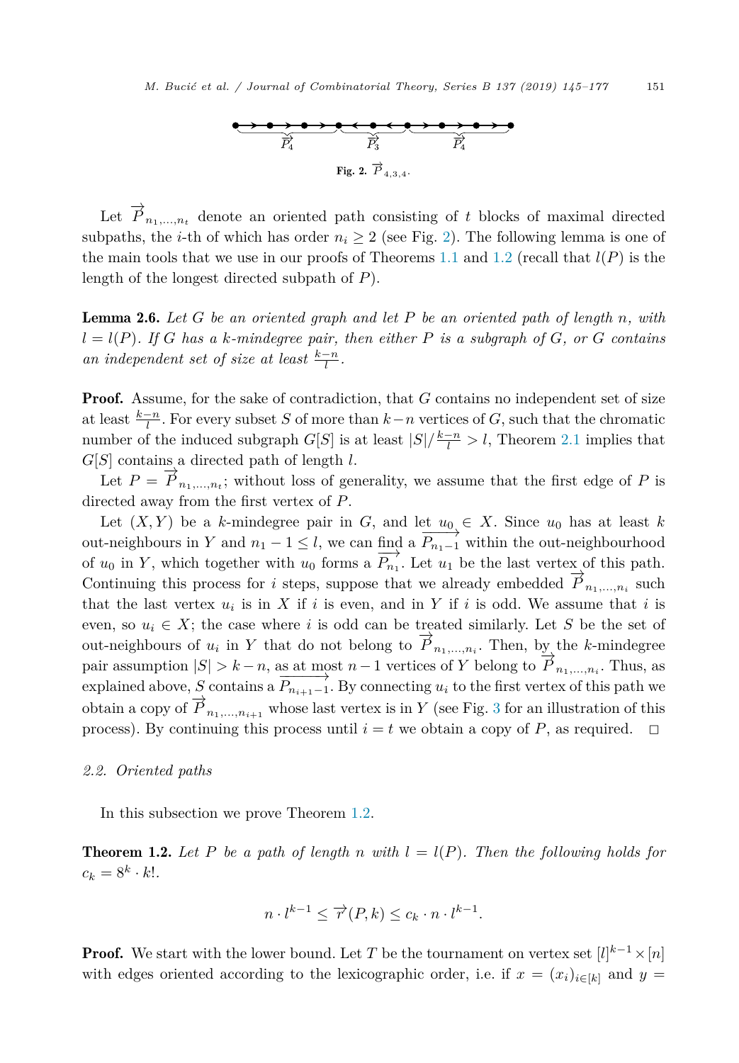Fig. 2. $\overrightarrow{P}_{4,3,4}$.

Let $\overrightarrow{P}_{n_1,\dots,n_t}$ denote an oriented path consisting of $t$ blocks of maximal directed subpaths, the $i$-th of which has order $n_i \geq 2$ (see Fig. 2). The following lemma is one of the main tools that we use in our proofs of Theorems 1.1 and 1.2 (recall that $l(P)$ is the length of the longest directed subpath of $P$).

**Lemma 2.6.** *Let $G$ be an oriented graph and let $P$ be an oriented path of length $n$, with $l = l(P)$. If $G$ has a $k$-mindegree pair, then either $P$ is a subgraph of $G$, or $G$ contains an independent set of size at least $\frac{k-n}{l}$.*

**Proof.** Assume, for the sake of contradiction, that $G$ contains no independent set of size at least $\frac{k-n}{l}$. For every subset $S$ of more than $k-n$ vertices of $G$, such that the chromatic number of the induced subgraph $G[S]$ is at least $|S|/\frac{k-n}{l} > l$, Theorem 2.1 implies that $G[S]$ contains a directed path of length $l$.

Let $P = \overrightarrow{P}_{n_1,\dots,n_t}$; without loss of generality, we assume that the first edge of $P$ is directed away from the first vertex of $P$.

Let $(X, Y)$ be a $k$-mindegree pair in $G$, and let $u_0 \in X$. Since $u_0$ has at least $k$ out-neighbours in $Y$ and $n_1 - 1 \leq l$, we can find a $\overrightarrow{P_{n_1-1}}$ within the out-neighbourhood of $u_0$ in $Y$, which together with $u_0$ forms a $\overrightarrow{P_{n_1}}$. Let $u_1$ be the last vertex of this path. Continuing this process for $i$ steps, suppose that we already embedded $\overrightarrow{P}_{n_1,\dots,n_i}$ such that the last vertex $u_i$ is in $X$ if $i$ is even, and in $Y$ if $i$ is odd. We assume that $i$ is even, so $u_i \in X$; the case where $i$ is odd can be treated similarly. Let $S$ be the set of out-neighbours of $u_i$ in $Y$ that do not belong to $\overrightarrow{P}_{n_1,\dots,n_i}$. Then, by the $k$-mindegree pair assumption $|S| > k - n$, as at most $n-1$ vertices of $Y$ belong to $\overrightarrow{P}_{n_1,\dots,n_i}$. Thus, as explained above, $S$ contains a $\overrightarrow{P_{n_{i+1}-1}}$. By connecting $u_i$ to the first vertex of this path we obtain a copy of $\overrightarrow{P}_{n_1,\dots,n_{i+1}}$ whose last vertex is in $Y$ (see Fig. 3 for an illustration of this process). By continuing this process until $i = t$ we obtain a copy of $P$, as required. $\square$

### 2.2. Oriented paths

In this subsection we prove Theorem 1.2.

**Theorem 1.2.** *Let $P$ be a path of length $n$ with $l = l(P)$. Then the following holds for $c_k = 8^k \cdot k!$.*

$$n \cdot l^{k-1} \leq \overrightarrow{r}(P, k) \leq c_k \cdot n \cdot l^{k-1}.$$

**Proof.** We start with the lower bound. Let $T$ be the tournament on vertex set $[l]^{k-1} \times [n]$ with edges oriented according to the lexicographic order, i.e. if $x = (x_i)_{i \in [k]}$ and $y =$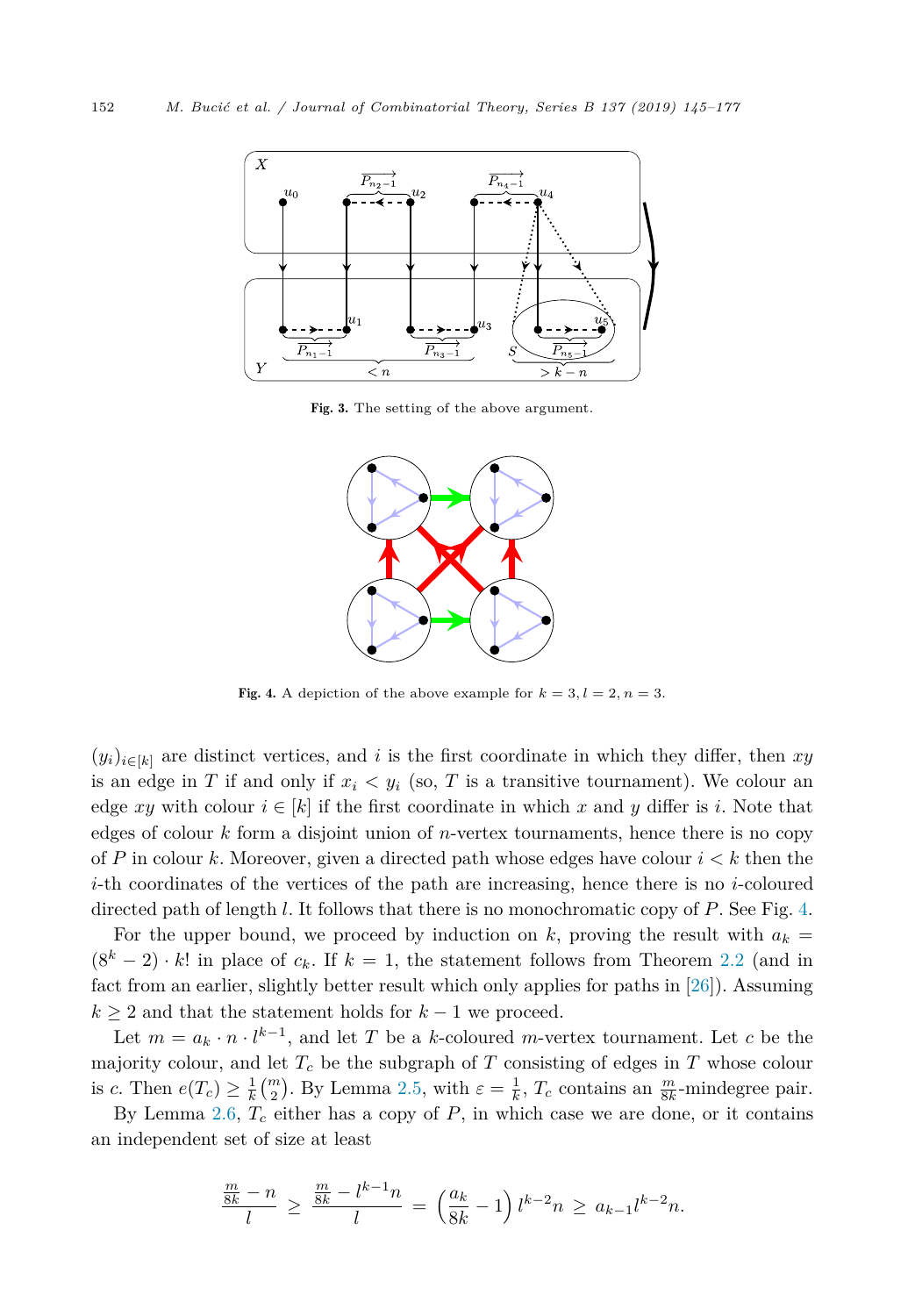Fig. 3. The setting of the above argument.

Fig. 4. A depiction of the above example for $k = 3, l = 2, n = 3$.

$(y_i)_{i \in [k]}$ are distinct vertices, and $i$ is the first coordinate in which they differ, then $xy$ is an edge in $T$ if and only if $x_i < y_i$ (so, $T$ is a transitive tournament). We colour an edge $xy$ with colour $i \in [k]$ if the first coordinate in which $x$ and $y$ differ is $i$. Note that edges of colour $k$ form a disjoint union of $n$-vertex tournaments, hence there is no copy of $P$ in colour $k$. Moreover, given a directed path whose edges have colour $i < k$ then the $i$-th coordinates of the vertices of the path are increasing, hence there is no $i$-coloured directed path of length $l$. It follows that there is no monochromatic copy of $P$. See Fig. 4.

For the upper bound, we proceed by induction on $k$, proving the result with $a_k = (8^k - 2) \cdot k!$ in place of $c_k$. If $k = 1$, the statement follows from Theorem 2.2 (and in fact from an earlier, slightly better result which only applies for paths in [26]). Assuming $k \geq 2$ and that the statement holds for $k - 1$ we proceed.

Let $m = a_k \cdot n \cdot l^{k-1}$, and let $T$ be a $k$-coloured $m$-vertex tournament. Let $c$ be the majority colour, and let $T_c$ be the subgraph of $T$ consisting of edges in $T$ whose colour is $c$. Then $e(T_c) \geq \frac{1}{k}\binom{m}{2}$. By Lemma 2.5, with $\varepsilon = \frac{1}{k}$, $T_c$ contains an $\frac{m}{8k}$-mindegree pair.

By Lemma 2.6, $T_c$ either has a copy of $P$, in which case we are done, or it contains an independent set of size at least

$$\frac{\frac{m}{8k} - n}{l} \geq \frac{\frac{m}{8k} - l^{k-1}n}{l} = \left(\frac{a_k}{8k} - 1\right) l^{k-2} n \geq a_{k-1} l^{k-2} n.$$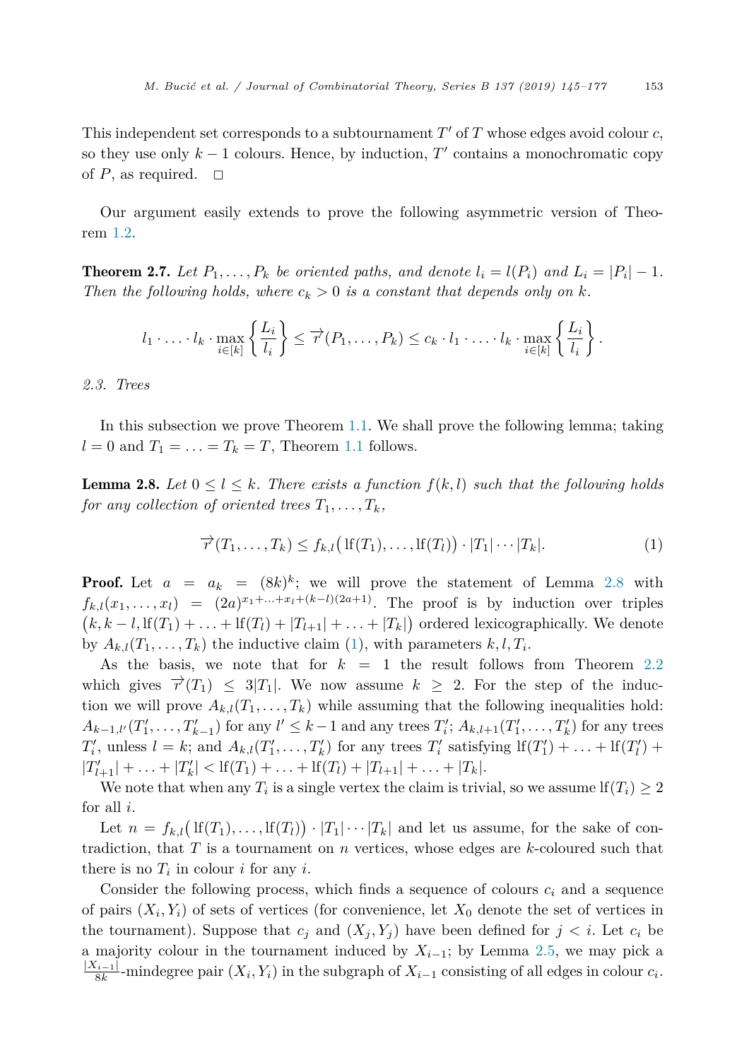This independent set corresponds to a subtournament $T'$ of $T$ whose edges avoid colour $c$, so they use only $k-1$ colours. Hence, by induction, $T'$ contains a monochromatic copy of $P$, as required. $\square$

Our argument easily extends to prove the following asymmetric version of Theorem 1.2.

**Theorem 2.7.** *Let $P_1, \ldots, P_k$ be oriented paths, and denote $l_i = l(P_i)$ and $L_i = |P_i| - 1$. Then the following holds, where $c_k > 0$ is a constant that depends only on $k$.*

$$l_1 \cdot \ldots \cdot l_k \cdot \max_{i \in [k]} \left\{ \frac{L_i}{l_i} \right\} \leq \overrightarrow{r}(P_1, \ldots, P_k) \leq c_k \cdot l_1 \cdot \ldots \cdot l_k \cdot \max_{i \in [k]} \left\{ \frac{L_i}{l_i} \right\}.$$

*2.3. Trees*

In this subsection we prove Theorem 1.1. We shall prove the following lemma; taking $l = 0$ and $T_1 = \ldots = T_k = T$, Theorem 1.1 follows.

**Lemma 2.8.** *Let $0 \leq l \leq k$. There exists a function $f(k,l)$ such that the following holds for any collection of oriented trees $T_1, \ldots, T_k$,*

$$\overrightarrow{r}(T_1, \ldots, T_k) \leq f_{k,l}\big(\mathrm{lf}(T_1), \ldots, \mathrm{lf}(T_l)\big) \cdot |T_1| \cdots |T_k|. \tag{1}$$

**Proof.** Let $a = a_k = (8k)^k$; we will prove the statement of Lemma 2.8 with $f_{k,l}(x_1, \ldots, x_l) = (2a)^{x_1 + \ldots + x_l + (k-l)(2a+1)}$. The proof is by induction over triples $\big(k, k-l, \mathrm{lf}(T_1) + \ldots + \mathrm{lf}(T_l) + |T_{l+1}| + \ldots + |T_k|\big)$ ordered lexicographically. We denote by $A_{k,l}(T_1, \ldots, T_k)$ the inductive claim (1), with parameters $k, l, T_i$.

As the basis, we note that for $k = 1$ the result follows from Theorem 2.2 which gives $\overrightarrow{r}(T_1) \leq 3|T_1|$. We now assume $k \geq 2$. For the step of the induction we will prove $A_{k,l}(T_1, \ldots, T_k)$ while assuming that the following inequalities hold: $A_{k-1,l'}(T'_1, \ldots, T'_{k-1})$ for any $l' \leq k-1$ and any trees $T'_i$; $A_{k,l+1}(T'_1, \ldots, T'_k)$ for any trees $T'_i$, unless $l = k$; and $A_{k,l}(T'_1, \ldots, T'_k)$ for any trees $T'_i$ satisfying $\mathrm{lf}(T'_1) + \ldots + \mathrm{lf}(T'_l) + |T'_{l+1}| + \ldots + |T'_k| < \mathrm{lf}(T_1) + \ldots + \mathrm{lf}(T_l) + |T_{l+1}| + \ldots + |T_k|$.

We note that when any $T_i$ is a single vertex the claim is trivial, so we assume $\mathrm{lf}(T_i) \geq 2$ for all $i$.

Let $n = f_{k,l}\big(\mathrm{lf}(T_1), \ldots, \mathrm{lf}(T_l)\big) \cdot |T_1| \cdots |T_k|$ and let us assume, for the sake of contradiction, that $T$ is a tournament on $n$ vertices, whose edges are $k$-coloured such that there is no $T_i$ in colour $i$ for any $i$.

Consider the following process, which finds a sequence of colours $c_i$ and a sequence of pairs $(X_i, Y_i)$ of sets of vertices (for convenience, let $X_0$ denote the set of vertices in the tournament). Suppose that $c_j$ and $(X_j, Y_j)$ have been defined for $j < i$. Let $c_i$ be a majority colour in the tournament induced by $X_{i-1}$; by Lemma 2.5, we may pick a $\frac{|X_{i-1}|}{8k}$-mindegree pair $(X_i, Y_i)$ in the subgraph of $X_{i-1}$ consisting of all edges in colour $c_i$.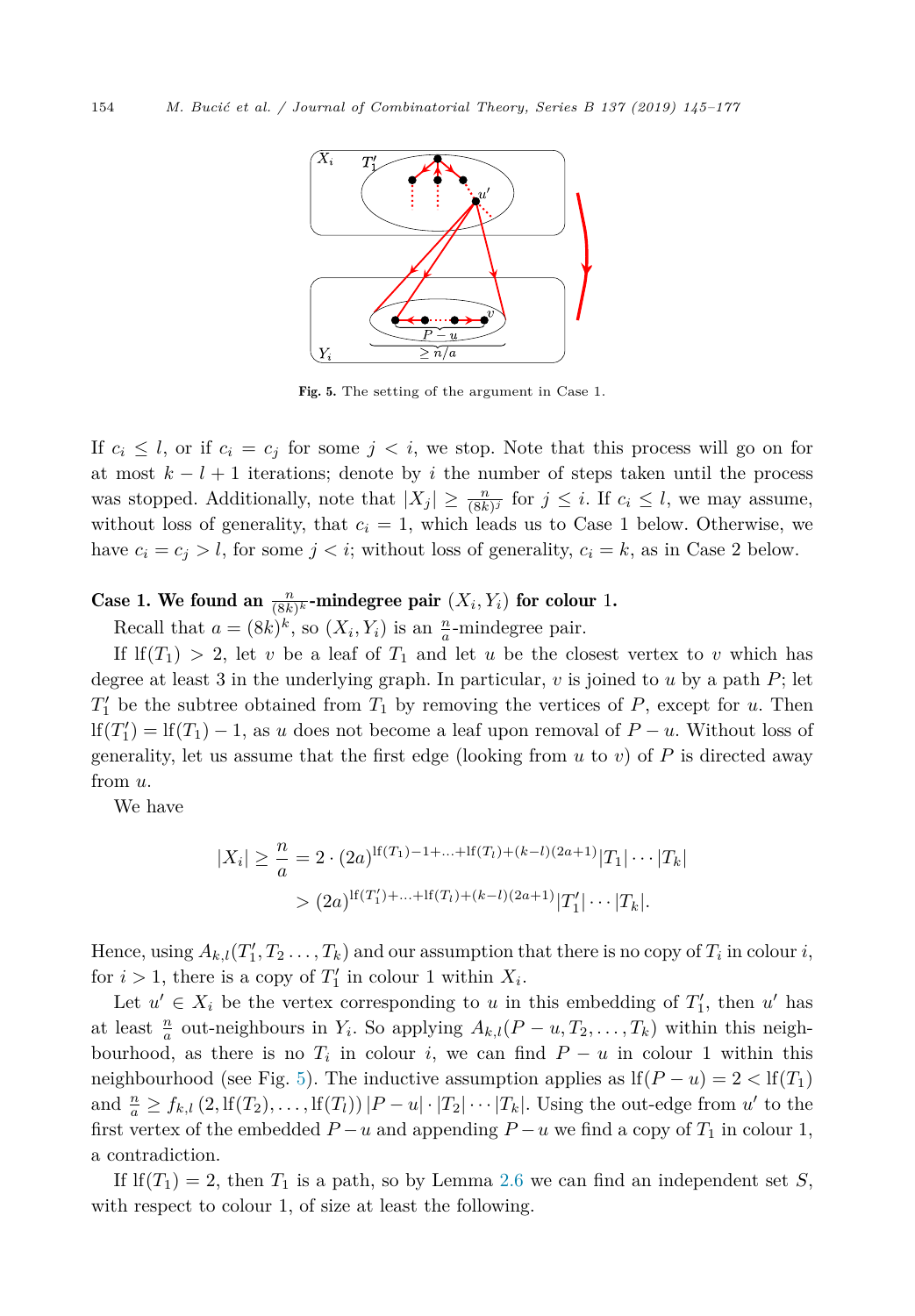Fig. 5. The setting of the argument in Case 1.

If $c_i \le l$, or if $c_i = c_j$ for some $j < i$, we stop. Note that this process will go on for at most $k - l + 1$ iterations; denote by $i$ the number of steps taken until the process was stopped. Additionally, note that $|X_j| \ge \frac{n}{(8k)^j}$ for $j \le i$. If $c_i \le l$, we may assume, without loss of generality, that $c_i = 1$, which leads us to Case 1 below. Otherwise, we have $c_i = c_j > l$, for some $j < i$; without loss of generality, $c_i = k$, as in Case 2 below.

**Case 1. We found an $\frac{n}{(8k)^k}$-mindegree pair $(X_i, Y_i)$ for colour 1.**

Recall that $a = (8k)^k$, so $(X_i, Y_i)$ is an $\frac{n}{a}$-mindegree pair.

If $\mathrm{lf}(T_1) > 2$, let $v$ be a leaf of $T_1$ and let $u$ be the closest vertex to $v$ which has degree at least 3 in the underlying graph. In particular, $v$ is joined to $u$ by a path $P$; let $T_1'$ be the subtree obtained from $T_1$ by removing the vertices of $P$, except for $u$. Then $\mathrm{lf}(T_1') = \mathrm{lf}(T_1) - 1$, as $u$ does not become a leaf upon removal of $P - u$. Without loss of generality, let us assume that the first edge (looking from $u$ to $v$) of $P$ is directed away from $u$.

We have

$$
\begin{aligned}
|X_i| \ge \frac{n}{a} &= 2 \cdot (2a)^{\mathrm{lf}(T_1)-1+\ldots+\mathrm{lf}(T_l)+(k-l)(2a+1)} |T_1| \cdots |T_k| \\
&> (2a)^{\mathrm{lf}(T_1')+\ldots+\mathrm{lf}(T_l)+(k-l)(2a+1)} |T_1'| \cdots |T_k|.
\end{aligned}
$$

Hence, using $A_{k,l}(T_1', T_2 \ldots, T_k)$ and our assumption that there is no copy of $T_i$ in colour $i$, for $i > 1$, there is a copy of $T_1'$ in colour 1 within $X_i$.

Let $u' \in X_i$ be the vertex corresponding to $u$ in this embedding of $T_1'$, then $u'$ has at least $\frac{n}{a}$ out-neighbours in $Y_i$. So applying $A_{k,l}(P - u, T_2, \ldots, T_k)$ within this neighbourhood, as there is no $T_i$ in colour $i$, we can find $P - u$ in colour 1 within this neighbourhood (see Fig. 5). The inductive assumption applies as $\mathrm{lf}(P - u) = 2 < \mathrm{lf}(T_1)$ and $\frac{n}{a} \ge f_{k,l}\left(2, \mathrm{lf}(T_2), \ldots, \mathrm{lf}(T_l)\right) |P - u| \cdot |T_2| \cdots |T_k|$. Using the out-edge from $u'$ to the first vertex of the embedded $P - u$ and appending $P - u$ we find a copy of $T_1$ in colour 1, a contradiction.

If $\mathrm{lf}(T_1) = 2$, then $T_1$ is a path, so by Lemma 2.6 we can find an independent set $S$, with respect to colour 1, of size at least the following.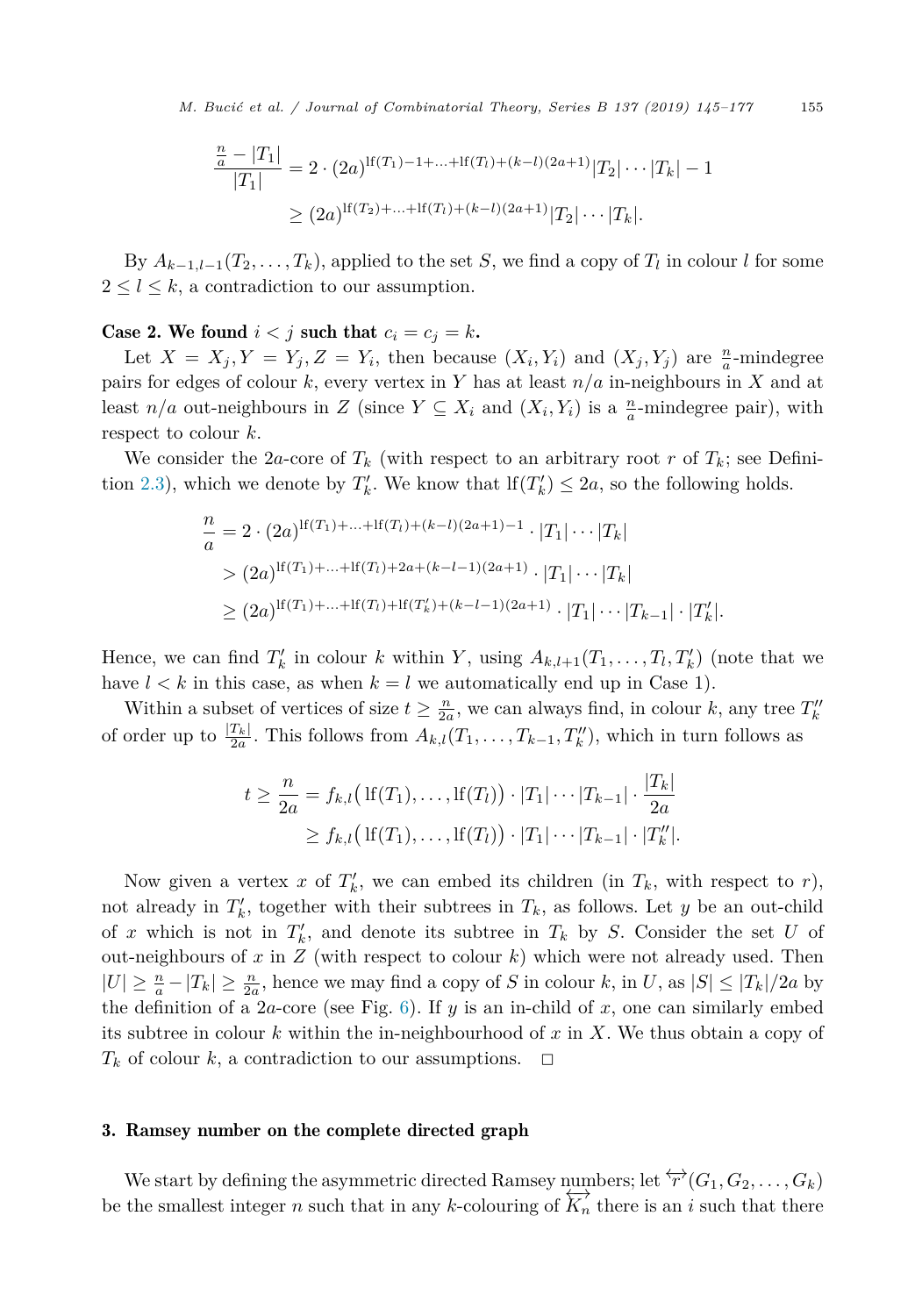$$\frac{\frac{n}{a} - |T_1|}{|T_1|} = 2 \cdot (2a)^{\mathrm{lf}(T_1)-1+\ldots+\mathrm{lf}(T_l)+(k-l)(2a+1)}|T_2|\cdots|T_k| - 1$$
$$\geq (2a)^{\mathrm{lf}(T_2)+\ldots+\mathrm{lf}(T_l)+(k-l)(2a+1)}|T_2|\cdots|T_k|.$$

By $A_{k-1,l-1}(T_2,\ldots,T_k)$, applied to the set $S$, we find a copy of $T_l$ in colour $l$ for some $2 \leq l \leq k$, a contradiction to our assumption.

**Case 2. We found $i < j$ such that $c_i = c_j = k$.**

Let $X = X_j, Y = Y_j, Z = Y_i$, then because $(X_i, Y_i)$ and $(X_j, Y_j)$ are $\frac{n}{a}$-mindegree pairs for edges of colour $k$, every vertex in $Y$ has at least $n/a$ in-neighbours in $X$ and at least $n/a$ out-neighbours in $Z$ (since $Y \subseteq X_i$ and $(X_i, Y_i)$ is a $\frac{n}{a}$-mindegree pair), with respect to colour $k$.

We consider the $2a$-core of $T_k$ (with respect to an arbitrary root $r$ of $T_k$; see Definition 2.3), which we denote by $T_k'$. We know that $\mathrm{lf}(T_k') \leq 2a$, so the following holds.

$$\frac{n}{a} = 2 \cdot (2a)^{\mathrm{lf}(T_1)+\ldots+\mathrm{lf}(T_l)+(k-l)(2a+1)-1} \cdot |T_1|\cdots|T_k|$$
$$> (2a)^{\mathrm{lf}(T_1)+\ldots+\mathrm{lf}(T_l)+2a+(k-l-1)(2a+1)} \cdot |T_1|\cdots|T_k|$$
$$\geq (2a)^{\mathrm{lf}(T_1)+\ldots+\mathrm{lf}(T_l)+\mathrm{lf}(T_k')+(k-l-1)(2a+1)} \cdot |T_1|\cdots|T_{k-1}| \cdot |T_k'|.$$

Hence, we can find $T_k'$ in colour $k$ within $Y$, using $A_{k,l+1}(T_1,\ldots,T_l,T_k')$ (note that we have $l < k$ in this case, as when $k = l$ we automatically end up in Case 1).

Within a subset of vertices of size $t \geq \frac{n}{2a}$, we can always find, in colour $k$, any tree $T_k''$ of order up to $\frac{|T_k|}{2a}$. This follows from $A_{k,l}(T_1,\ldots,T_{k-1},T_k'')$, which in turn follows as

$$t \geq \frac{n}{2a} = f_{k,l}\big(\mathrm{lf}(T_1),\ldots,\mathrm{lf}(T_l)\big) \cdot |T_1|\cdots|T_{k-1}| \cdot \frac{|T_k|}{2a}$$
$$\geq f_{k,l}\big(\mathrm{lf}(T_1),\ldots,\mathrm{lf}(T_l)\big) \cdot |T_1|\cdots|T_{k-1}| \cdot |T_k''|.$$

Now given a vertex $x$ of $T_k'$, we can embed its children (in $T_k$, with respect to $r$), not already in $T_k'$, together with their subtrees in $T_k$, as follows. Let $y$ be an out-child of $x$ which is not in $T_k'$, and denote its subtree in $T_k$ by $S$. Consider the set $U$ of out-neighbours of $x$ in $Z$ (with respect to colour $k$) which were not already used. Then $|U| \geq \frac{n}{a} - |T_k| \geq \frac{n}{2a}$, hence we may find a copy of $S$ in colour $k$, in $U$, as $|S| \leq |T_k|/2a$ by the definition of a $2a$-core (see Fig. 6). If $y$ is an in-child of $x$, one can similarly embed its subtree in colour $k$ within the in-neighbourhood of $x$ in $X$. We thus obtain a copy of $T_k$ of colour $k$, a contradiction to our assumptions. $\square$

## 3. Ramsey number on the complete directed graph

We start by defining the asymmetric directed Ramsey numbers; let $\overleftrightarrow{r}(G_1, G_2, \ldots, G_k)$ be the smallest integer $n$ such that in any $k$-colouring of $\overleftrightarrow{K_n}$ there is an $i$ such that there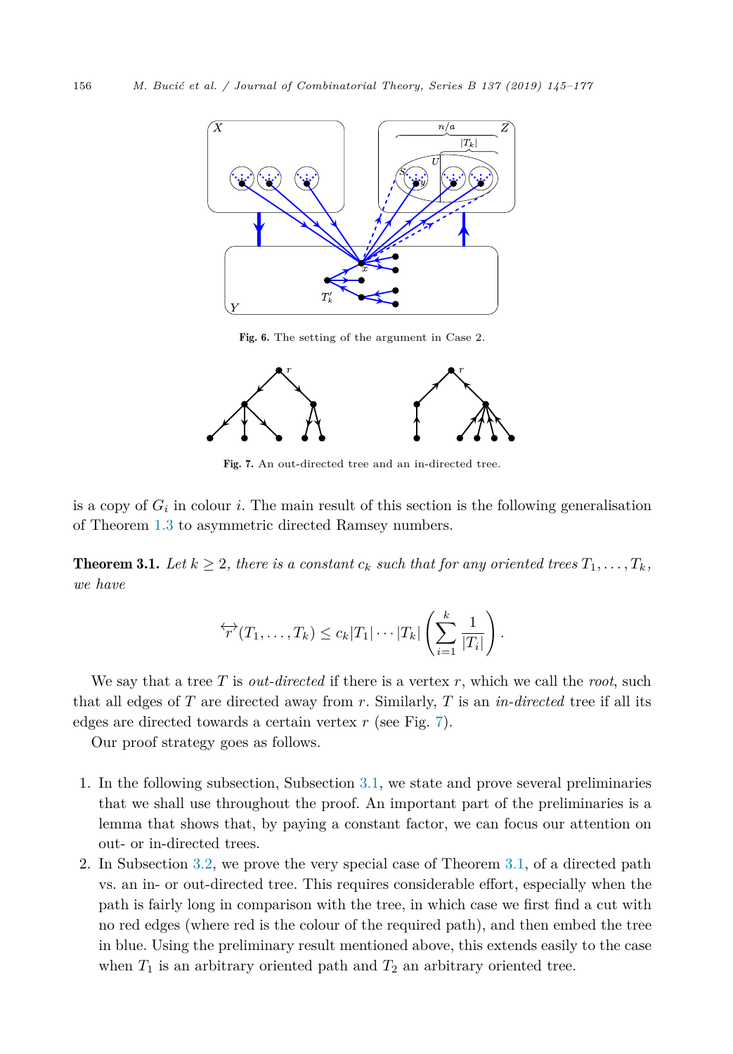Fig. 6. The setting of the argument in Case 2.

Fig. 7. An out-directed tree and an in-directed tree.

is a copy of $G_i$ in colour $i$. The main result of this section is the following generalisation of Theorem 1.3 to asymmetric directed Ramsey numbers.

**Theorem 3.1.** *Let $k \geq 2$, there is a constant $c_k$ such that for any oriented trees $T_1, \ldots, T_k$, we have*

$$\overleftrightarrow{r}(T_1, \ldots, T_k) \leq c_k |T_1| \cdots |T_k| \left( \sum_{i=1}^{k} \frac{1}{|T_i|} \right).$$

We say that a tree $T$ is *out-directed* if there is a vertex $r$, which we call the *root*, such that all edges of $T$ are directed away from $r$. Similarly, $T$ is an *in-directed* tree if all its edges are directed towards a certain vertex $r$ (see Fig. 7).

Our proof strategy goes as follows.

1. In the following subsection, Subsection 3.1, we state and prove several preliminaries that we shall use throughout the proof. An important part of the preliminaries is a lemma that shows that, by paying a constant factor, we can focus our attention on out- or in-directed trees.
2. In Subsection 3.2, we prove the very special case of Theorem 3.1, of a directed path vs. an in- or out-directed tree. This requires considerable effort, especially when the path is fairly long in comparison with the tree, in which case we first find a cut with no red edges (where red is the colour of the required path), and then embed the tree in blue. Using the preliminary result mentioned above, this extends easily to the case when $T_1$ is an arbitrary oriented path and $T_2$ an arbitrary oriented tree.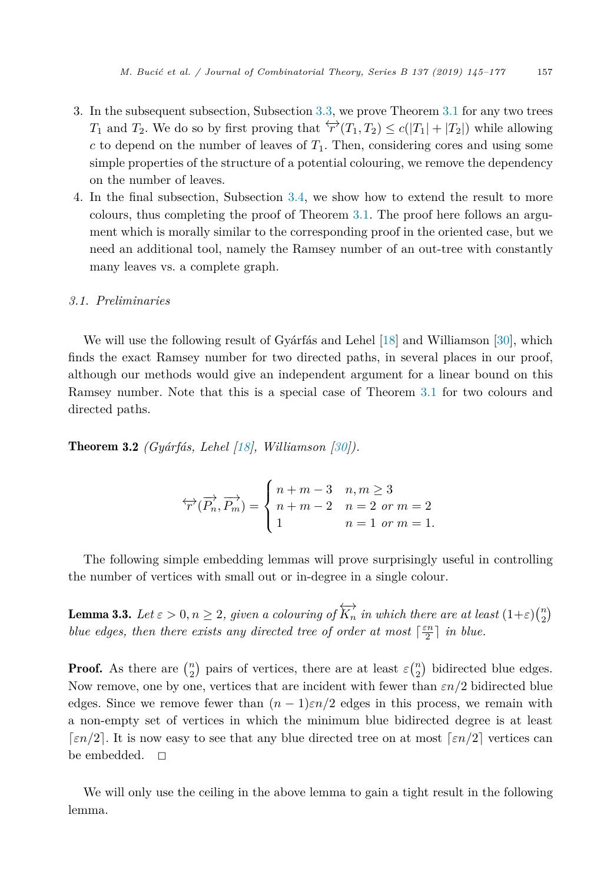3. In the subsequent subsection, Subsection 3.3, we prove Theorem 3.1 for any two trees $T_1$ and $T_2$. We do so by first proving that $\overleftrightarrow{r}(T_1, T_2) \leq c(|T_1| + |T_2|)$ while allowing $c$ to depend on the number of leaves of $T_1$. Then, considering cores and using some simple properties of the structure of a potential colouring, we remove the dependency on the number of leaves.
4. In the final subsection, Subsection 3.4, we show how to extend the result to more colours, thus completing the proof of Theorem 3.1. The proof here follows an argument which is morally similar to the corresponding proof in the oriented case, but we need an additional tool, namely the Ramsey number of an out-tree with constantly many leaves vs. a complete graph.

### *3.1. Preliminaries*

We will use the following result of Gyárfás and Lehel [18] and Williamson [30], which finds the exact Ramsey number for two directed paths, in several places in our proof, although our methods would give an independent argument for a linear bound on this Ramsey number. Note that this is a special case of Theorem 3.1 for two colours and directed paths.

**Theorem 3.2** *(Gyárfás, Lehel [18], Williamson [30]).*

$$\overleftrightarrow{r}(\overrightarrow{P_n}, \overrightarrow{P_m}) = \begin{cases} n+m-3 & n,m \geq 3 \\ n+m-2 & n=2 \text{ or } m=2 \\ 1 & n=1 \text{ or } m=1. \end{cases}$$

The following simple embedding lemmas will prove surprisingly useful in controlling the number of vertices with small out or in-degree in a single colour.

**Lemma 3.3.** *Let $\varepsilon > 0, n \geq 2$, given a colouring of $\overleftrightarrow{K_n}$ in which there are at least $(1+\varepsilon)\binom{n}{2}$ blue edges, then there exists any directed tree of order at most $\lceil \frac{\varepsilon n}{2} \rceil$ in blue.*

**Proof.** As there are $\binom{n}{2}$ pairs of vertices, there are at least $\varepsilon\binom{n}{2}$ bidirected blue edges. Now remove, one by one, vertices that are incident with fewer than $\varepsilon n/2$ bidirected blue edges. Since we remove fewer than $(n-1)\varepsilon n/2$ edges in this process, we remain with a non-empty set of vertices in which the minimum blue bidirected degree is at least $\lceil \varepsilon n/2 \rceil$. It is now easy to see that any blue directed tree on at most $\lceil \varepsilon n/2 \rceil$ vertices can be embedded. $\square$

We will only use the ceiling in the above lemma to gain a tight result in the following lemma.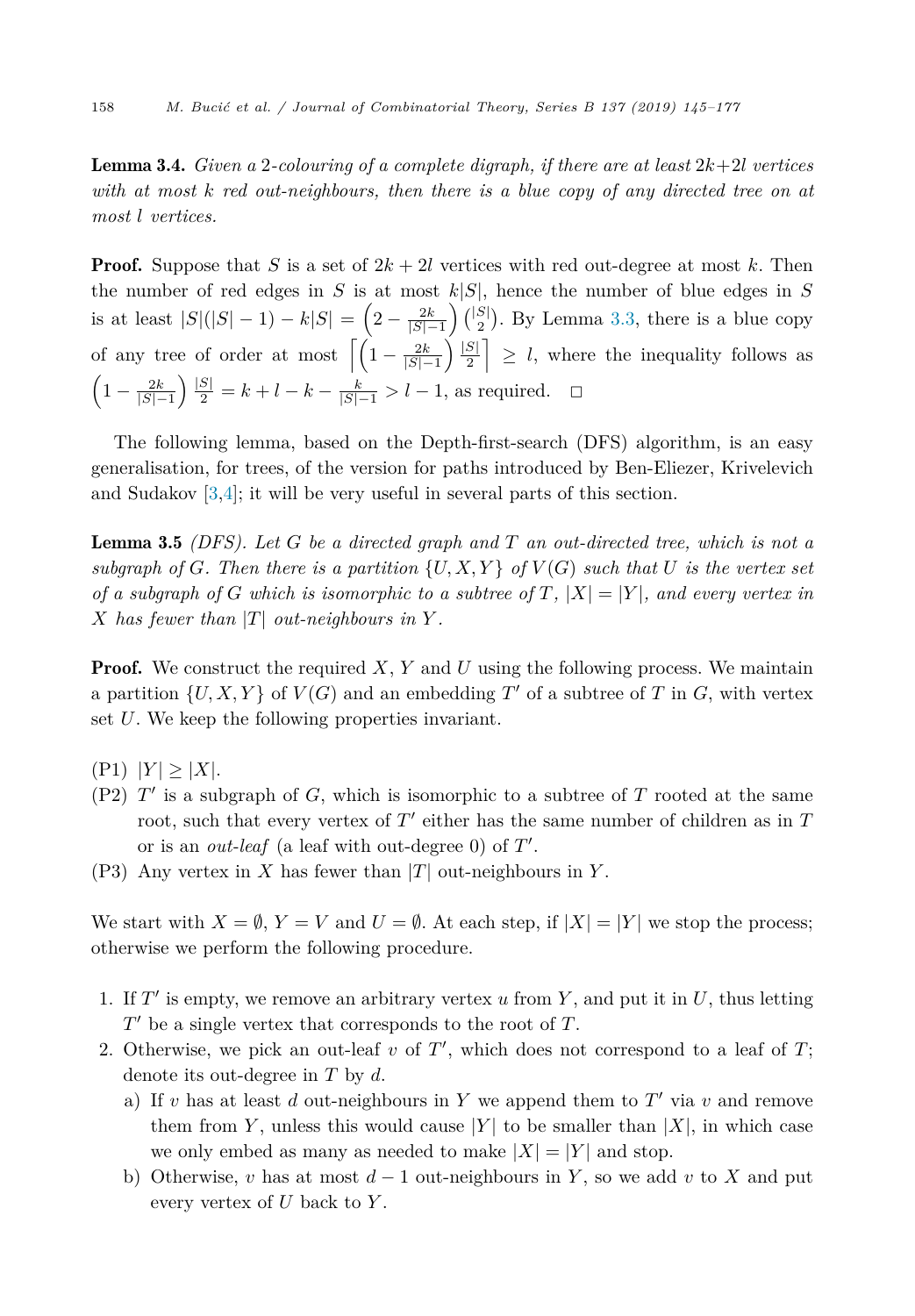**Lemma 3.4.** *Given a 2-colouring of a complete digraph, if there are at least $2k+2l$ vertices with at most $k$ red out-neighbours, then there is a blue copy of any directed tree on at most $l$ vertices.*

**Proof.** Suppose that $S$ is a set of $2k+2l$ vertices with red out-degree at most $k$. Then the number of red edges in $S$ is at most $k|S|$, hence the number of blue edges in $S$ is at least $|S|(|S|-1) - k|S| = \left(2 - \frac{2k}{|S|-1}\right)\binom{|S|}{2}$. By Lemma 3.3, there is a blue copy of any tree of order at most $\left\lceil \left(1 - \frac{2k}{|S|-1}\right)\frac{|S|}{2} \right\rceil \geq l$, where the inequality follows as $\left(1 - \frac{2k}{|S|-1}\right)\frac{|S|}{2} = k + l - k - \frac{k}{|S|-1} > l - 1$, as required. $\square$

The following lemma, based on the Depth-first-search (DFS) algorithm, is an easy generalisation, for trees, of the version for paths introduced by Ben-Eliezer, Krivelevich and Sudakov [3,4]; it will be very useful in several parts of this section.

**Lemma 3.5** *(DFS). Let $G$ be a directed graph and $T$ an out-directed tree, which is not a subgraph of $G$. Then there is a partition $\{U, X, Y\}$ of $V(G)$ such that $U$ is the vertex set of a subgraph of $G$ which is isomorphic to a subtree of $T$, $|X| = |Y|$, and every vertex in $X$ has fewer than $|T|$ out-neighbours in $Y$.*

**Proof.** We construct the required $X$, $Y$ and $U$ using the following process. We maintain a partition $\{U, X, Y\}$ of $V(G)$ and an embedding $T'$ of a subtree of $T$ in $G$, with vertex set $U$. We keep the following properties invariant.

- (P1) $|Y| \geq |X|$.
- (P2) $T'$ is a subgraph of $G$, which is isomorphic to a subtree of $T$ rooted at the same root, such that every vertex of $T'$ either has the same number of children as in $T$ or is an *out-leaf* (a leaf with out-degree 0) of $T'$.
- (P3) Any vertex in $X$ has fewer than $|T|$ out-neighbours in $Y$.

We start with $X = \emptyset$, $Y = V$ and $U = \emptyset$. At each step, if $|X| = |Y|$ we stop the process; otherwise we perform the following procedure.

1. If $T'$ is empty, we remove an arbitrary vertex $u$ from $Y$, and put it in $U$, thus letting $T'$ be a single vertex that corresponds to the root of $T$.
2. Otherwise, we pick an out-leaf $v$ of $T'$, which does not correspond to a leaf of $T$; denote its out-degree in $T$ by $d$.
   a) If $v$ has at least $d$ out-neighbours in $Y$ we append them to $T'$ via $v$ and remove them from $Y$, unless this would cause $|Y|$ to be smaller than $|X|$, in which case we only embed as many as needed to make $|X| = |Y|$ and stop.
   b) Otherwise, $v$ has at most $d-1$ out-neighbours in $Y$, so we add $v$ to $X$ and put every vertex of $U$ back to $Y$.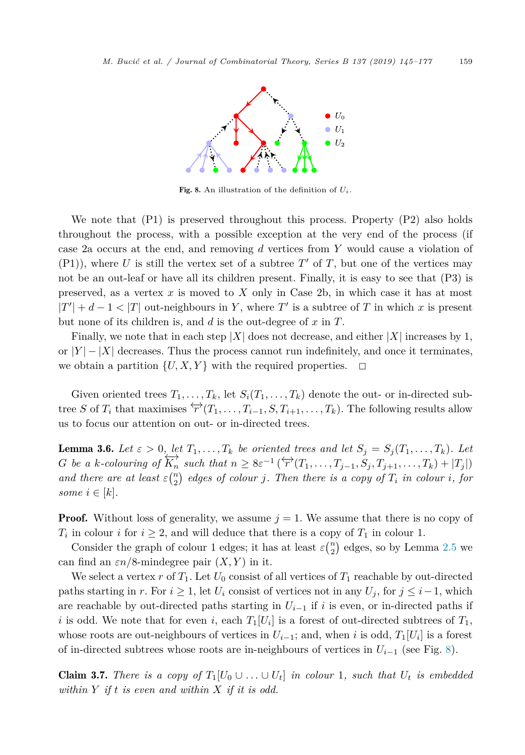Fig. 8. An illustration of the definition of $U_i$.

We note that (P1) is preserved throughout this process. Property (P2) also holds throughout the process, with a possible exception at the very end of the process (if case 2a occurs at the end, and removing $d$ vertices from $Y$ would cause a violation of (P1)), where $U$ is still the vertex set of a subtree $T'$ of $T$, but one of the vertices may not be an out-leaf or have all its children present. Finally, it is easy to see that (P3) is preserved, as a vertex $x$ is moved to $X$ only in Case 2b, in which case it has at most $|T'| + d - 1 < |T|$ out-neighbours in $Y$, where $T'$ is a subtree of $T$ in which $x$ is present but none of its children is, and $d$ is the out-degree of $x$ in $T$.

Finally, we note that in each step $|X|$ does not decrease, and either $|X|$ increases by 1, or $|Y| - |X|$ decreases. Thus the process cannot run indefinitely, and once it terminates, we obtain a partition $\{U, X, Y\}$ with the required properties. $\square$

Given oriented trees $T_1, \ldots, T_k$, let $S_i(T_1, \ldots, T_k)$ denote the out- or in-directed subtree $S$ of $T_i$ that maximises $\overleftrightarrow{r}(T_1, \ldots, T_{i-1}, S, T_{i+1}, \ldots, T_k)$. The following results allow us to focus our attention on out- or in-directed trees.

**Lemma 3.6.** *Let $\varepsilon > 0$, let $T_1, \ldots, T_k$ be oriented trees and let $S_j = S_j(T_1, \ldots, T_k)$. Let $G$ be a $k$-colouring of $\overleftrightarrow{K_n}$ such that $n \geq 8\varepsilon^{-1}\left(\overleftrightarrow{r}(T_1, \ldots, T_{j-1}, S_j, T_{j+1}, \ldots, T_k) + |T_j|\right)$ and there are at least $\varepsilon\binom{n}{2}$ edges of colour $j$. Then there is a copy of $T_i$ in colour $i$, for some $i \in [k]$.*

**Proof.** Without loss of generality, we assume $j = 1$. We assume that there is no copy of $T_i$ in colour $i$ for $i \geq 2$, and will deduce that there is a copy of $T_1$ in colour 1.

Consider the graph of colour 1 edges; it has at least $\varepsilon\binom{n}{2}$ edges, so by Lemma 2.5 we can find an $\varepsilon n/8$-mindegree pair $(X, Y)$ in it.

We select a vertex $r$ of $T_1$. Let $U_0$ consist of all vertices of $T_1$ reachable by out-directed paths starting in $r$. For $i \geq 1$, let $U_i$ consist of vertices not in any $U_j$, for $j \leq i-1$, which are reachable by out-directed paths starting in $U_{i-1}$ if $i$ is even, or in-directed paths if $i$ is odd. We note that for even $i$, each $T_1[U_i]$ is a forest of out-directed subtrees of $T_1$, whose roots are out-neighbours of vertices in $U_{i-1}$; and, when $i$ is odd, $T_1[U_i]$ is a forest of in-directed subtrees whose roots are in-neighbours of vertices in $U_{i-1}$ (see Fig. 8).

**Claim 3.7.** *There is a copy of $T_1[U_0 \cup \ldots \cup U_t]$ in colour 1, such that $U_t$ is embedded within $Y$ if $t$ is even and within $X$ if it is odd.*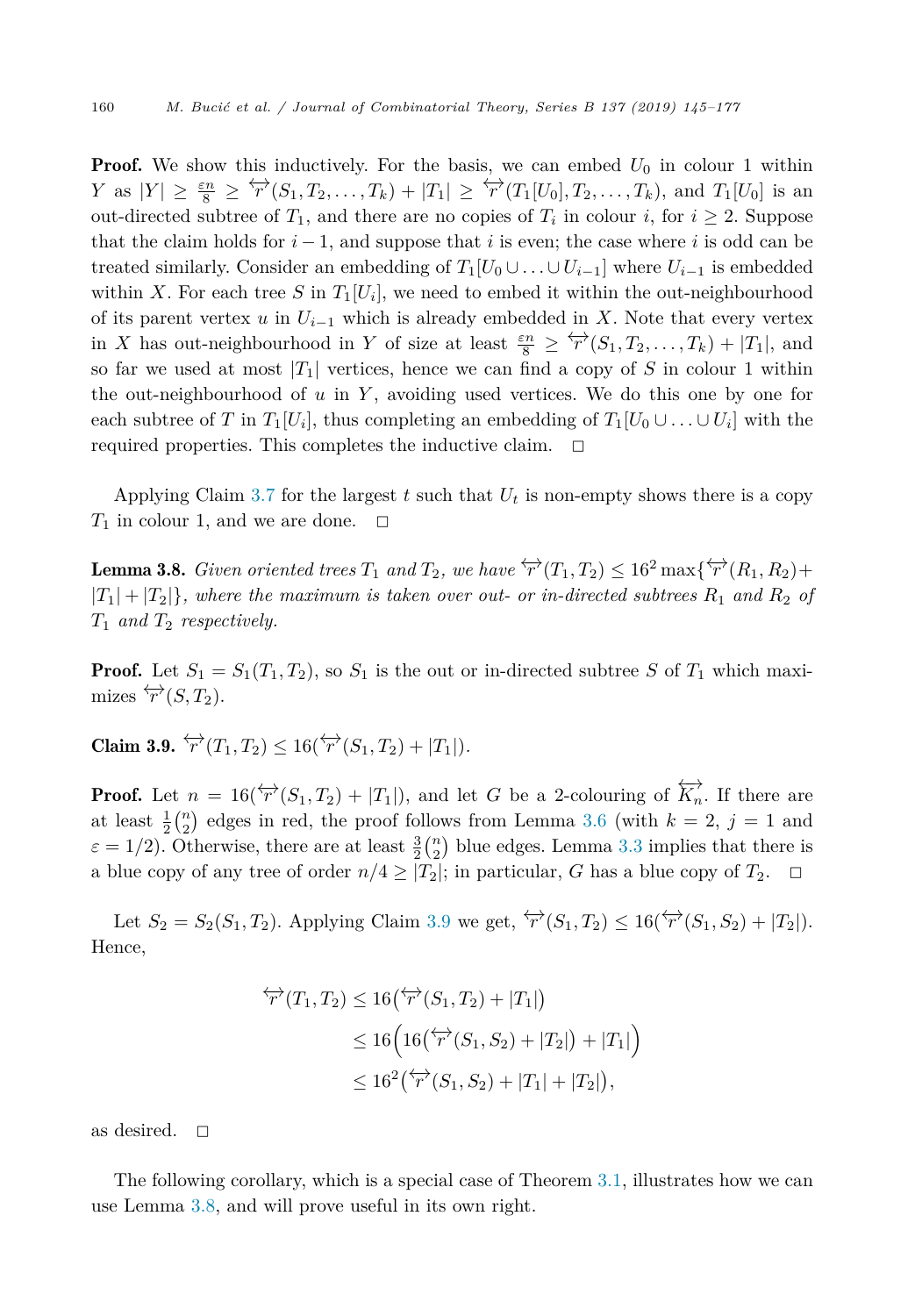**Proof.** We show this inductively. For the basis, we can embed $U_0$ in colour 1 within $Y$ as $|Y| \geq \frac{\varepsilon n}{8} \geq \overleftrightarrow{r}(S_1, T_2, \ldots, T_k) + |T_1| \geq \overleftrightarrow{r}(T_1[U_0], T_2, \ldots, T_k)$, and $T_1[U_0]$ is an out-directed subtree of $T_1$, and there are no copies of $T_i$ in colour $i$, for $i \geq 2$. Suppose that the claim holds for $i-1$, and suppose that $i$ is even; the case where $i$ is odd can be treated similarly. Consider an embedding of $T_1[U_0 \cup \ldots \cup U_{i-1}]$ where $U_{i-1}$ is embedded within $X$. For each tree $S$ in $T_1[U_i]$, we need to embed it within the out-neighbourhood of its parent vertex $u$ in $U_{i-1}$ which is already embedded in $X$. Note that every vertex in $X$ has out-neighbourhood in $Y$ of size at least $\frac{\varepsilon n}{8} \geq \overleftrightarrow{r}(S_1, T_2, \ldots, T_k) + |T_1|$, and so far we used at most $|T_1|$ vertices, hence we can find a copy of $S$ in colour 1 within the out-neighbourhood of $u$ in $Y$, avoiding used vertices. We do this one by one for each subtree of $T$ in $T_1[U_i]$, thus completing an embedding of $T_1[U_0 \cup \ldots \cup U_i]$ with the required properties. This completes the inductive claim. $\square$

Applying Claim 3.7 for the largest $t$ such that $U_t$ is non-empty shows there is a copy $T_1$ in colour 1, and we are done. $\square$

**Lemma 3.8.** *Given oriented trees $T_1$ and $T_2$, we have $\overleftrightarrow{r}(T_1, T_2) \leq 16^2 \max\{\overleftrightarrow{r}(R_1, R_2) + |T_1| + |T_2|\}$, where the maximum is taken over out- or in-directed subtrees $R_1$ and $R_2$ of $T_1$ and $T_2$ respectively.*

**Proof.** Let $S_1 = S_1(T_1, T_2)$, so $S_1$ is the out or in-directed subtree $S$ of $T_1$ which maximizes $\overleftrightarrow{r}(S, T_2)$.

**Claim 3.9.** $\overleftrightarrow{r}(T_1, T_2) \leq 16(\overleftrightarrow{r}(S_1, T_2) + |T_1|)$.

**Proof.** Let $n = 16(\overleftrightarrow{r}(S_1, T_2) + |T_1|)$, and let $G$ be a 2-colouring of $\overleftrightarrow{K_n}$. If there are at least $\frac{1}{2}\binom{n}{2}$ edges in red, the proof follows from Lemma 3.6 (with $k = 2$, $j = 1$ and $\varepsilon = 1/2$). Otherwise, there are at least $\frac{3}{2}\binom{n}{2}$ blue edges. Lemma 3.3 implies that there is a blue copy of any tree of order $n/4 \geq |T_2|$; in particular, $G$ has a blue copy of $T_2$. $\square$

Let $S_2 = S_2(S_1, T_2)$. Applying Claim 3.9 we get, $\overleftrightarrow{r}(S_1, T_2) \leq 16(\overleftrightarrow{r}(S_1, S_2) + |T_2|)$. Hence,

$$
\begin{aligned}
\overleftrightarrow{r}(T_1, T_2) &\leq 16\big(\overleftrightarrow{r}(S_1, T_2) + |T_1|\big) \\
&\leq 16\Big(16\big(\overleftrightarrow{r}(S_1, S_2) + |T_2|\big) + |T_1|\Big) \\
&\leq 16^2\big(\overleftrightarrow{r}(S_1, S_2) + |T_1| + |T_2|\big),
\end{aligned}
$$

as desired. $\square$

The following corollary, which is a special case of Theorem 3.1, illustrates how we can use Lemma 3.8, and will prove useful in its own right.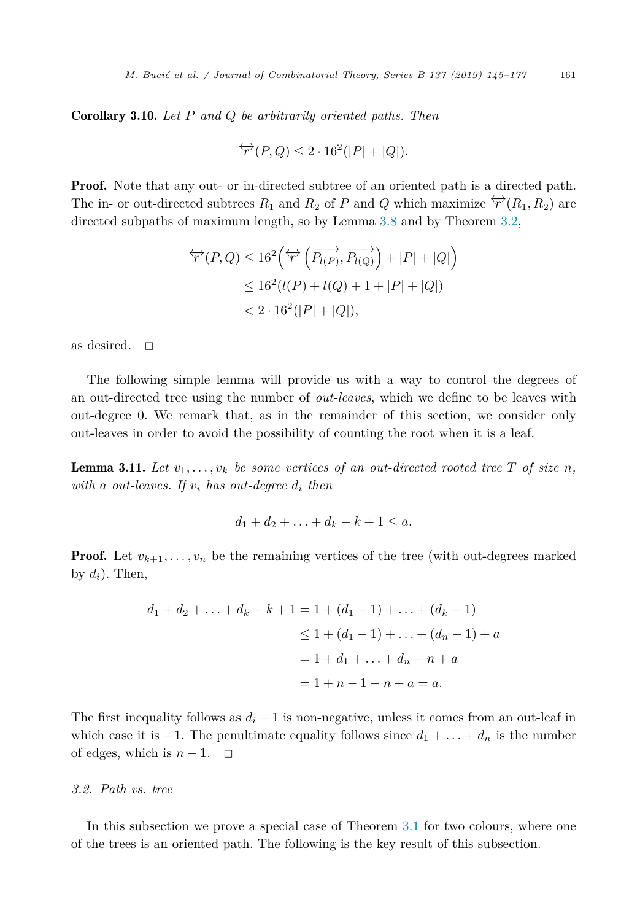**Corollary 3.10.** *Let $P$ and $Q$ be arbitrarily oriented paths. Then*

$$\overleftrightarrow{r}(P,Q) \leq 2 \cdot 16^2(|P| + |Q|).$$

**Proof.** Note that any out- or in-directed subtree of an oriented path is a directed path. The in- or out-directed subtrees $R_1$ and $R_2$ of $P$ and $Q$ which maximize $\overleftrightarrow{r}(R_1, R_2)$ are directed subpaths of maximum length, so by Lemma 3.8 and by Theorem 3.2,

$$\begin{aligned}
\overleftrightarrow{r}(P,Q) &\leq 16^2\Big(\overleftrightarrow{r}\left(\overrightarrow{P_{l(P)}}, \overrightarrow{P_{l(Q)}}\right) + |P| + |Q|\Big) \\
&\leq 16^2(l(P) + l(Q) + 1 + |P| + |Q|) \\
&< 2 \cdot 16^2(|P| + |Q|),
\end{aligned}$$

as desired. $\square$

The following simple lemma will provide us with a way to control the degrees of an out-directed tree using the number of *out-leaves*, which we define to be leaves with out-degree 0. We remark that, as in the remainder of this section, we consider only out-leaves in order to avoid the possibility of counting the root when it is a leaf.

**Lemma 3.11.** *Let $v_1, \ldots, v_k$ be some vertices of an out-directed rooted tree $T$ of size $n$, with $a$ out-leaves. If $v_i$ has out-degree $d_i$ then*

$$d_1 + d_2 + \ldots + d_k - k + 1 \leq a.$$

**Proof.** Let $v_{k+1}, \ldots, v_n$ be the remaining vertices of the tree (with out-degrees marked by $d_i$). Then,

$$\begin{aligned}
d_1 + d_2 + \ldots + d_k - k + 1 &= 1 + (d_1 - 1) + \ldots + (d_k - 1) \\
&\leq 1 + (d_1 - 1) + \ldots + (d_n - 1) + a \\
&= 1 + d_1 + \ldots + d_n - n + a \\
&= 1 + n - 1 - n + a = a.
\end{aligned}$$

The first inequality follows as $d_i - 1$ is non-negative, unless it comes from an out-leaf in which case it is $-1$. The penultimate equality follows since $d_1 + \ldots + d_n$ is the number of edges, which is $n - 1$. $\square$

### *3.2. Path vs. tree*

In this subsection we prove a special case of Theorem 3.1 for two colours, where one of the trees is an oriented path. The following is the key result of this subsection.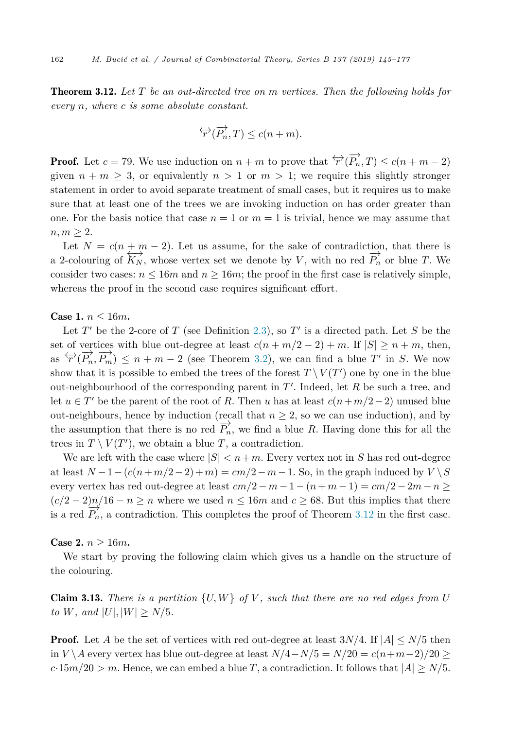**Theorem 3.12.** *Let $T$ be an out-directed tree on $m$ vertices. Then the following holds for every $n$, where $c$ is some absolute constant.*

$$\overleftrightarrow{r}(\overrightarrow{P_n}, T) \leq c(n+m).$$

**Proof.** Let $c = 79$. We use induction on $n+m$ to prove that $\overleftrightarrow{r}(\overrightarrow{P_n}, T) \leq c(n+m-2)$ given $n+m \geq 3$, or equivalently $n > 1$ or $m > 1$; we require this slightly stronger statement in order to avoid separate treatment of small cases, but it requires us to make sure that at least one of the trees we are invoking induction on has order greater than one. For the basis notice that case $n = 1$ or $m = 1$ is trivial, hence we may assume that $n, m \geq 2$.

Let $N = c(n+m-2)$. Let us assume, for the sake of contradiction, that there is a 2-colouring of $\overleftrightarrow{K_N}$, whose vertex set we denote by $V$, with no red $\overrightarrow{P_n}$ or blue $T$. We consider two cases: $n \leq 16m$ and $n \geq 16m$; the proof in the first case is relatively simple, whereas the proof in the second case requires significant effort.

**Case 1.** $n \leq 16m$**.**

Let $T'$ be the 2-core of $T$ (see Definition 2.3), so $T'$ is a directed path. Let $S$ be the set of vertices with blue out-degree at least $c(n+m/2-2)+m$. If $|S| \geq n+m$, then, as $\overleftrightarrow{r}(\overrightarrow{P_n}, \overrightarrow{P_m}) \leq n+m-2$ (see Theorem 3.2), we can find a blue $T'$ in $S$. We now show that it is possible to embed the trees of the forest $T \setminus V(T')$ one by one in the blue out-neighbourhood of the corresponding parent in $T'$. Indeed, let $R$ be such a tree, and let $u \in T'$ be the parent of the root of $R$. Then $u$ has at least $c(n+m/2-2)$ unused blue out-neighbours, hence by induction (recall that $n \geq 2$, so we can use induction), and by the assumption that there is no red $\overrightarrow{P_n}$, we find a blue $R$. Having done this for all the trees in $T \setminus V(T')$, we obtain a blue $T$, a contradiction.

We are left with the case where $|S| < n+m$. Every vertex not in $S$ has red out-degree at least $N-1-(c(n+m/2-2)+m) = cm/2-m-1$. So, in the graph induced by $V \setminus S$ every vertex has red out-degree at least $cm/2-m-1-(n+m-1) = cm/2-2m-n \geq (c/2-2)n/16-n \geq n$ where we used $n \leq 16m$ and $c \geq 68$. But this implies that there is a red $\overrightarrow{P_n}$, a contradiction. This completes the proof of Theorem 3.12 in the first case.

**Case 2.** $n \geq 16m$**.**

We start by proving the following claim which gives us a handle on the structure of the colouring.

**Claim 3.13.** *There is a partition $\{U, W\}$ of $V$, such that there are no red edges from $U$ to $W$, and $|U|, |W| \geq N/5$.*

**Proof.** Let $A$ be the set of vertices with red out-degree at least $3N/4$. If $|A| \leq N/5$ then in $V \setminus A$ every vertex has blue out-degree at least $N/4 - N/5 = N/20 = c(n+m-2)/20 \geq c \cdot 15m/20 > m$. Hence, we can embed a blue $T$, a contradiction. It follows that $|A| \geq N/5$.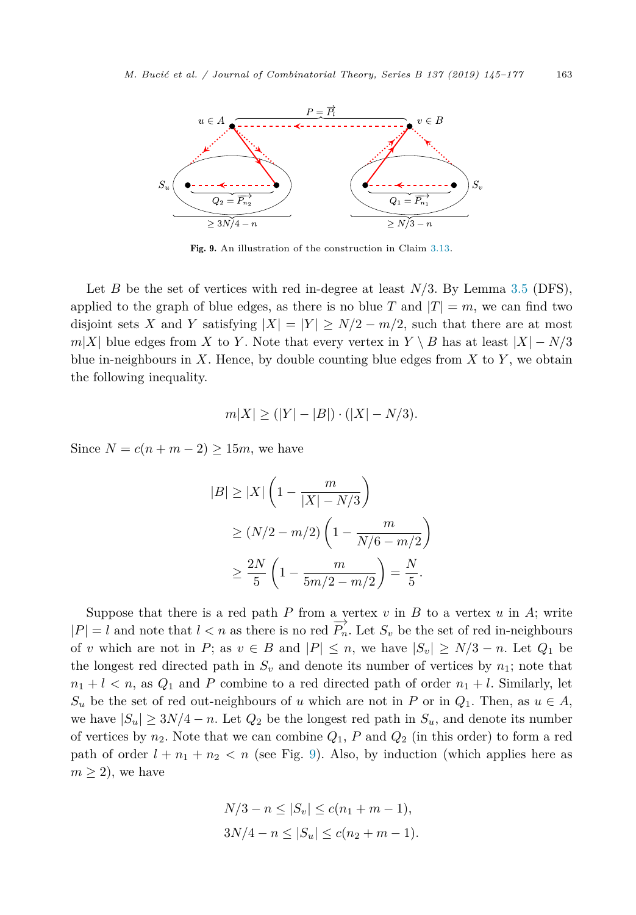**Fig. 9.** An illustration of the construction in Claim 3.13.

Let $B$ be the set of vertices with red in-degree at least $N/3$. By Lemma 3.5 (DFS), applied to the graph of blue edges, as there is no blue $T$ and $|T| = m$, we can find two disjoint sets $X$ and $Y$ satisfying $|X| = |Y| \geq N/2 - m/2$, such that there are at most $m|X|$ blue edges from $X$ to $Y$. Note that every vertex in $Y \setminus B$ has at least $|X| - N/3$ blue in-neighbours in $X$. Hence, by double counting blue edges from $X$ to $Y$, we obtain the following inequality.

$$m|X| \geq (|Y| - |B|) \cdot (|X| - N/3).$$

Since $N = c(n + m - 2) \geq 15m$, we have

$$\begin{aligned}
|B| &\geq |X| \left(1 - \frac{m}{|X| - N/3}\right) \\
&\geq (N/2 - m/2) \left(1 - \frac{m}{N/6 - m/2}\right) \\
&\geq \frac{2N}{5} \left(1 - \frac{m}{5m/2 - m/2}\right) = \frac{N}{5}.
\end{aligned}$$

Suppose that there is a red path $P$ from a vertex $v$ in $B$ to a vertex $u$ in $A$; write $|P| = l$ and note that $l < n$ as there is no red $\overrightarrow{P_n}$. Let $S_v$ be the set of red in-neighbours of $v$ which are not in $P$; as $v \in B$ and $|P| \leq n$, we have $|S_v| \geq N/3 - n$. Let $Q_1$ be the longest red directed path in $S_v$ and denote its number of vertices by $n_1$; note that $n_1 + l < n$, as $Q_1$ and $P$ combine to a red directed path of order $n_1 + l$. Similarly, let $S_u$ be the set of red out-neighbours of $u$ which are not in $P$ or in $Q_1$. Then, as $u \in A$, we have $|S_u| \geq 3N/4 - n$. Let $Q_2$ be the longest red path in $S_u$, and denote its number of vertices by $n_2$. Note that we can combine $Q_1$, $P$ and $Q_2$ (in this order) to form a red path of order $l + n_1 + n_2 < n$ (see Fig. 9). Also, by induction (which applies here as $m \geq 2$), we have

$$\begin{aligned}
N/3 - n &\leq |S_v| \leq c(n_1 + m - 1), \\
3N/4 - n &\leq |S_u| \leq c(n_2 + m - 1).
\end{aligned}$$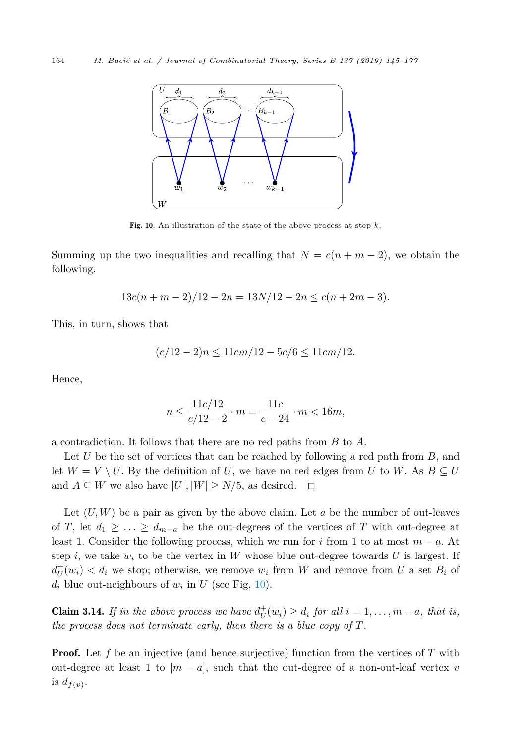Fig. 10. An illustration of the state of the above process at step $k$.

Summing up the two inequalities and recalling that $N = c(n + m - 2)$, we obtain the following.

$$13c(n + m - 2)/12 - 2n = 13N/12 - 2n \leq c(n + 2m - 3).$$

This, in turn, shows that

$$(c/12 - 2)n \leq 11cm/12 - 5c/6 \leq 11cm/12.$$

Hence,

$$n \leq \frac{11c/12}{c/12 - 2} \cdot m = \frac{11c}{c - 24} \cdot m < 16m,$$

a contradiction. It follows that there are no red paths from $B$ to $A$.

Let $U$ be the set of vertices that can be reached by following a red path from $B$, and let $W = V \setminus U$. By the definition of $U$, we have no red edges from $U$ to $W$. As $B \subseteq U$ and $A \subseteq W$ we also have $|U|, |W| \geq N/5$, as desired. $\square$

Let $(U, W)$ be a pair as given by the above claim. Let $a$ be the number of out-leaves of $T$, let $d_1 \geq \ldots \geq d_{m-a}$ be the out-degrees of the vertices of $T$ with out-degree at least 1. Consider the following process, which we run for $i$ from 1 to at most $m - a$. At step $i$, we take $w_i$ to be the vertex in $W$ whose blue out-degree towards $U$ is largest. If $d_U^+(w_i) < d_i$ we stop; otherwise, we remove $w_i$ from $W$ and remove from $U$ a set $B_i$ of $d_i$ blue out-neighbours of $w_i$ in $U$ (see Fig. 10).

**Claim 3.14.** *If in the above process we have $d_U^+(w_i) \geq d_i$ for all $i = 1, \ldots, m - a$, that is, the process does not terminate early, then there is a blue copy of $T$.*

**Proof.** Let $f$ be an injective (and hence surjective) function from the vertices of $T$ with out-degree at least 1 to $[m - a]$, such that the out-degree of a non-out-leaf vertex $v$ is $d_{f(v)}$.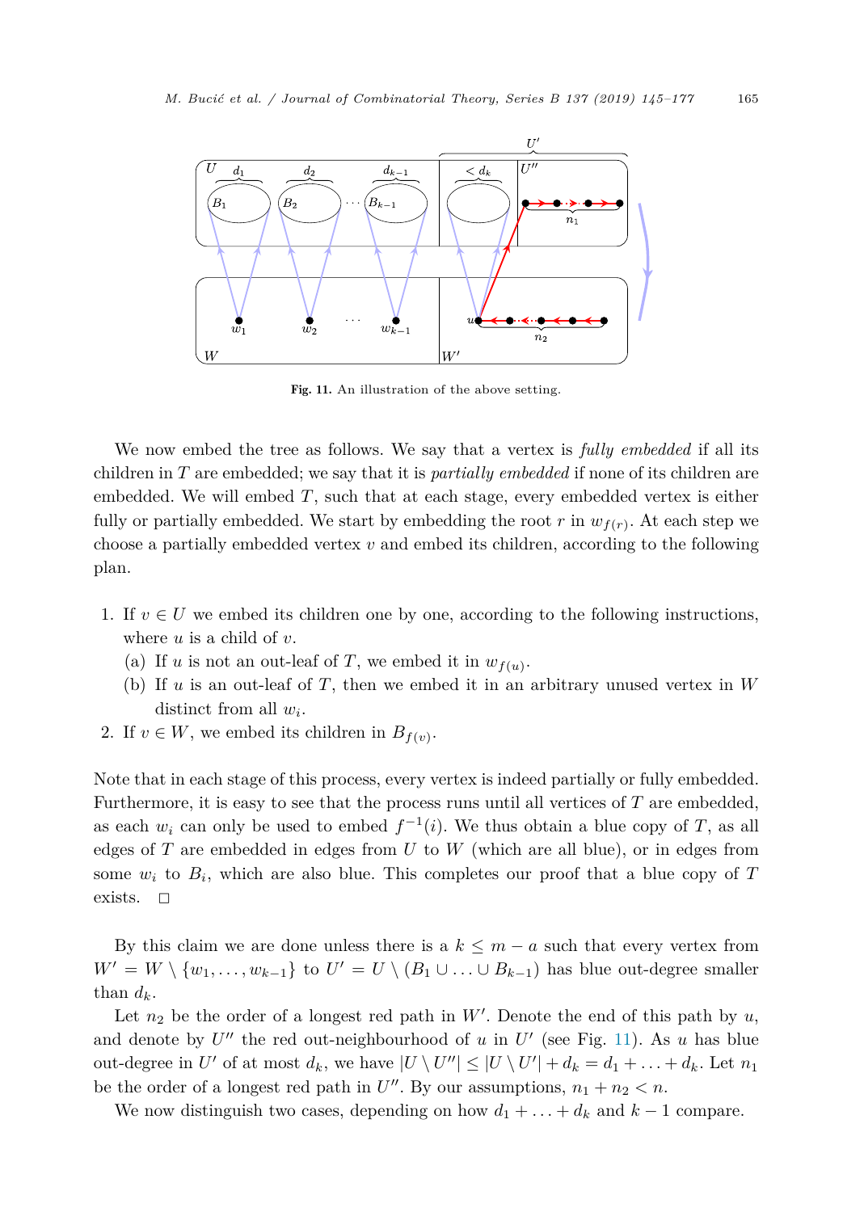Fig. 11. An illustration of the above setting.

We now embed the tree as follows. We say that a vertex is *fully embedded* if all its children in $T$ are embedded; we say that it is *partially embedded* if none of its children are embedded. We will embed $T$, such that at each stage, every embedded vertex is either fully or partially embedded. We start by embedding the root $r$ in $w_{f(r)}$. At each step we choose a partially embedded vertex $v$ and embed its children, according to the following plan.

1. If $v \in U$ we embed its children one by one, according to the following instructions, where $u$ is a child of $v$.
   (a) If $u$ is not an out-leaf of $T$, we embed it in $w_{f(u)}$.
   (b) If $u$ is an out-leaf of $T$, then we embed it in an arbitrary unused vertex in $W$ distinct from all $w_i$.
2. If $v \in W$, we embed its children in $B_{f(v)}$.

Note that in each stage of this process, every vertex is indeed partially or fully embedded. Furthermore, it is easy to see that the process runs until all vertices of $T$ are embedded, as each $w_i$ can only be used to embed $f^{-1}(i)$. We thus obtain a blue copy of $T$, as all edges of $T$ are embedded in edges from $U$ to $W$ (which are all blue), or in edges from some $w_i$ to $B_i$, which are also blue. This completes our proof that a blue copy of $T$ exists. $\square$

By this claim we are done unless there is a $k \leq m - a$ such that every vertex from $W' = W \setminus \{w_1, \ldots, w_{k-1}\}$ to $U' = U \setminus (B_1 \cup \ldots \cup B_{k-1})$ has blue out-degree smaller than $d_k$.

Let $n_2$ be the order of a longest red path in $W'$. Denote the end of this path by $u$, and denote by $U''$ the red out-neighbourhood of $u$ in $U'$ (see Fig. 11). As $u$ has blue out-degree in $U'$ of at most $d_k$, we have $|U \setminus U''| \leq |U \setminus U'| + d_k = d_1 + \ldots + d_k$. Let $n_1$ be the order of a longest red path in $U''$. By our assumptions, $n_1 + n_2 < n$.

We now distinguish two cases, depending on how $d_1 + \ldots + d_k$ and $k - 1$ compare.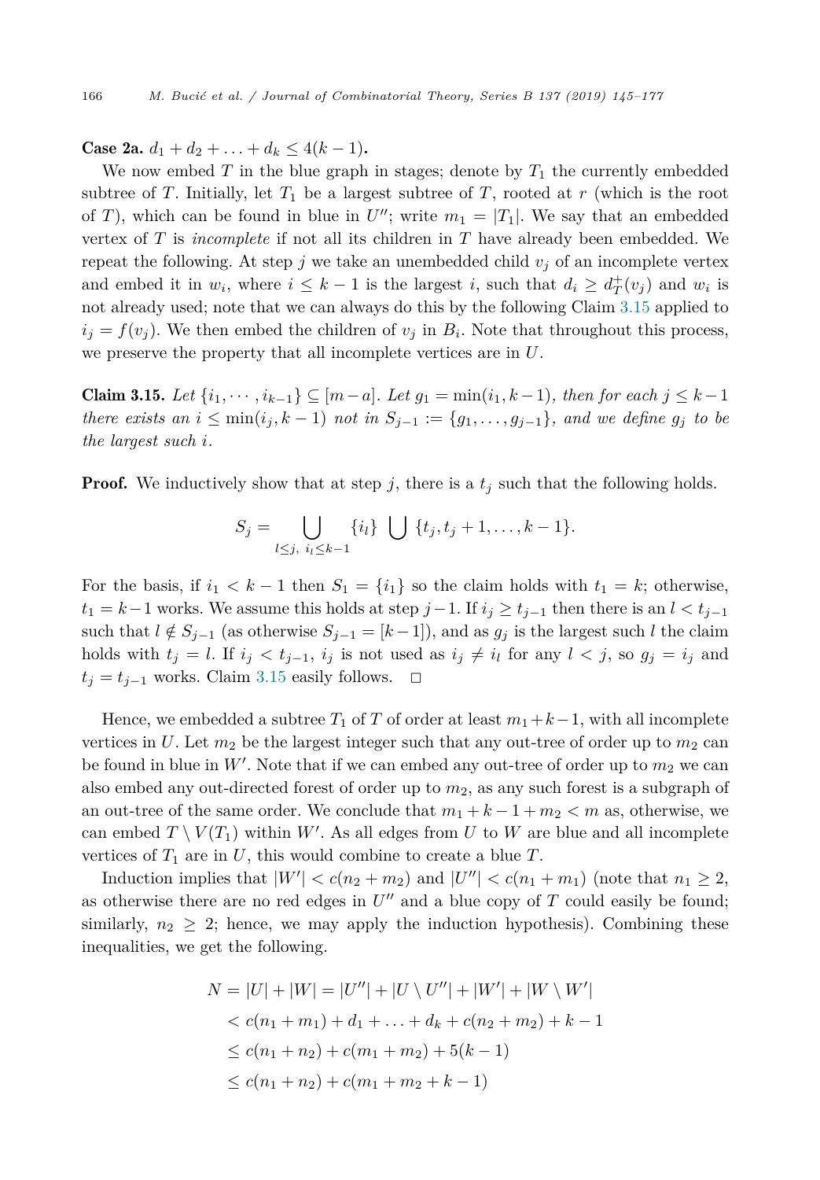**Case 2a.** $d_1 + d_2 + \ldots + d_k \leq 4(k-1)$**.**

We now embed $T$ in the blue graph in stages; denote by $T_1$ the currently embedded subtree of $T$. Initially, let $T_1$ be a largest subtree of $T$, rooted at $r$ (which is the root of $T$), which can be found in blue in $U''$; write $m_1 = |T_1|$. We say that an embedded vertex of $T$ is *incomplete* if not all its children in $T$ have already been embedded. We repeat the following. At step $j$ we take an unembedded child $v_j$ of an incomplete vertex and embed it in $w_i$, where $i \leq k-1$ is the largest $i$, such that $d_i \geq d_T^+(v_j)$ and $w_i$ is not already used; note that we can always do this by the following Claim 3.15 applied to $i_j = f(v_j)$. We then embed the children of $v_j$ in $B_i$. Note that throughout this process, we preserve the property that all incomplete vertices are in $U$.

**Claim 3.15.** *Let $\{i_1, \cdots, i_{k-1}\} \subseteq [m-a]$. Let $g_1 = \min(i_1, k-1)$, then for each $j \leq k-1$ there exists an $i \leq \min(i_j, k-1)$ not in $S_{j-1} := \{g_1, \ldots, g_{j-1}\}$, and we define $g_j$ to be the largest such $i$.*

**Proof.** We inductively show that at step $j$, there is a $t_j$ such that the following holds.

$$S_j = \bigcup_{l \leq j,\ i_l \leq k-1} \{i_l\} \bigcup \{t_j, t_j+1, \ldots, k-1\}.$$

For the basis, if $i_1 < k-1$ then $S_1 = \{i_1\}$ so the claim holds with $t_1 = k$; otherwise, $t_1 = k-1$ works. We assume this holds at step $j-1$. If $i_j \geq t_{j-1}$ then there is an $l < t_{j-1}$ such that $l \notin S_{j-1}$ (as otherwise $S_{j-1} = [k-1]$), and as $g_j$ is the largest such $l$ the claim holds with $t_j = l$. If $i_j < t_{j-1}$, $i_j$ is not used as $i_j \neq i_l$ for any $l < j$, so $g_j = i_j$ and $t_j = t_{j-1}$ works. Claim 3.15 easily follows. $\square$

Hence, we embedded a subtree $T_1$ of $T$ of order at least $m_1 + k - 1$, with all incomplete vertices in $U$. Let $m_2$ be the largest integer such that any out-tree of order up to $m_2$ can be found in blue in $W'$. Note that if we can embed any out-tree of order up to $m_2$ we can also embed any out-directed forest of order up to $m_2$, as any such forest is a subgraph of an out-tree of the same order. We conclude that $m_1 + k - 1 + m_2 < m$ as, otherwise, we can embed $T \setminus V(T_1)$ within $W'$. As all edges from $U$ to $W$ are blue and all incomplete vertices of $T_1$ are in $U$, this would combine to create a blue $T$.

Induction implies that $|W'| < c(n_2 + m_2)$ and $|U''| < c(n_1 + m_1)$ (note that $n_1 \geq 2$, as otherwise there are no red edges in $U''$ and a blue copy of $T$ could easily be found; similarly, $n_2 \geq 2$; hence, we may apply the induction hypothesis). Combining these inequalities, we get the following.

$$\begin{aligned}
N &= |U| + |W| = |U''| + |U \setminus U''| + |W'| + |W \setminus W'| \\
&< c(n_1 + m_1) + d_1 + \ldots + d_k + c(n_2 + m_2) + k - 1 \\
&\leq c(n_1 + n_2) + c(m_1 + m_2) + 5(k-1) \\
&\leq c(n_1 + n_2) + c(m_1 + m_2 + k - 1)
\end{aligned}$$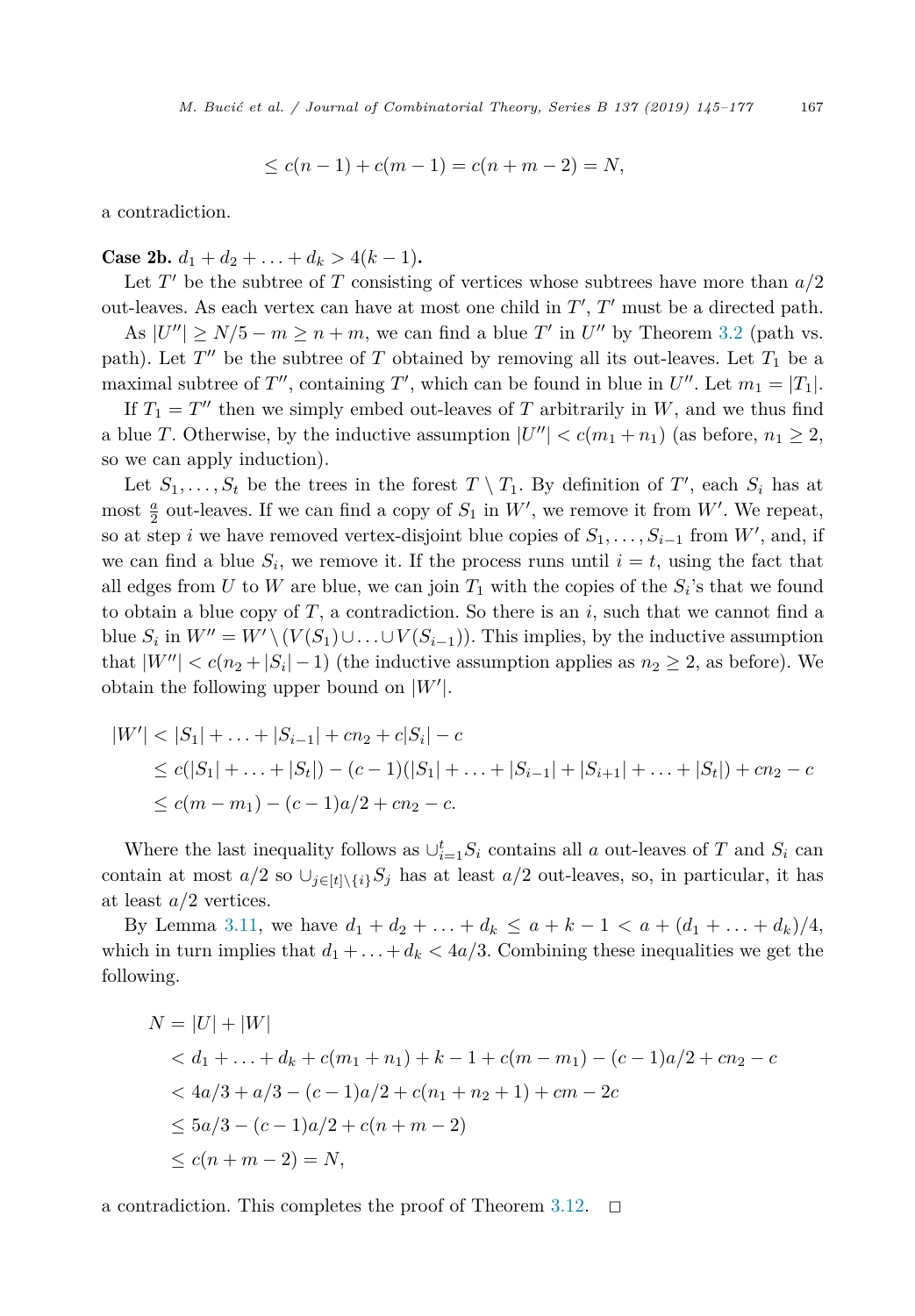$$\le c(n-1) + c(m-1) = c(n+m-2) = N,$$

a contradiction.

**Case 2b.** $d_1 + d_2 + \ldots + d_k > 4(k-1)$**.**

Let $T'$ be the subtree of $T$ consisting of vertices whose subtrees have more than $a/2$ out-leaves. As each vertex can have at most one child in $T'$, $T'$ must be a directed path.

As $|U''| \ge N/5 - m \ge n + m$, we can find a blue $T'$ in $U''$ by Theorem 3.2 (path vs. path). Let $T''$ be the subtree of $T$ obtained by removing all its out-leaves. Let $T_1$ be a maximal subtree of $T''$, containing $T'$, which can be found in blue in $U''$. Let $m_1 = |T_1|$.

If $T_1 = T''$ then we simply embed out-leaves of $T$ arbitrarily in $W$, and we thus find a blue $T$. Otherwise, by the inductive assumption $|U''| < c(m_1 + n_1)$ (as before, $n_1 \ge 2$, so we can apply induction).

Let $S_1, \ldots, S_t$ be the trees in the forest $T \setminus T_1$. By definition of $T'$, each $S_i$ has at most $\frac{a}{2}$ out-leaves. If we can find a copy of $S_1$ in $W'$, we remove it from $W'$. We repeat, so at step $i$ we have removed vertex-disjoint blue copies of $S_1, \ldots, S_{i-1}$ from $W'$, and, if we can find a blue $S_i$, we remove it. If the process runs until $i = t$, using the fact that all edges from $U$ to $W$ are blue, we can join $T_1$ with the copies of the $S_i$'s that we found to obtain a blue copy of $T$, a contradiction. So there is an $i$, such that we cannot find a blue $S_i$ in $W'' = W' \setminus (V(S_1) \cup \ldots \cup V(S_{i-1}))$. This implies, by the inductive assumption that $|W''| < c(n_2 + |S_i| - 1)$ (the inductive assumption applies as $n_2 \ge 2$, as before). We obtain the following upper bound on $|W'|$.

$$\begin{aligned}
|W'| &< |S_1| + \ldots + |S_{i-1}| + cn_2 + c|S_i| - c \\
&\le c(|S_1| + \ldots + |S_t|) - (c-1)(|S_1| + \ldots + |S_{i-1}| + |S_{i+1}| + \ldots + |S_t|) + cn_2 - c \\
&\le c(m - m_1) - (c-1)a/2 + cn_2 - c.
\end{aligned}$$

Where the last inequality follows as $\cup_{i=1}^{t} S_i$ contains all $a$ out-leaves of $T$ and $S_i$ can contain at most $a/2$ so $\cup_{j \in [t] \setminus \{i\}} S_j$ has at least $a/2$ out-leaves, so, in particular, it has at least $a/2$ vertices.

By Lemma 3.11, we have $d_1 + d_2 + \ldots + d_k \le a + k - 1 < a + (d_1 + \ldots + d_k)/4$, which in turn implies that $d_1 + \ldots + d_k < 4a/3$. Combining these inequalities we get the following.

$$\begin{aligned}
N &= |U| + |W| \\
&< d_1 + \ldots + d_k + c(m_1 + n_1) + k - 1 + c(m - m_1) - (c-1)a/2 + cn_2 - c \\
&< 4a/3 + a/3 - (c-1)a/2 + c(n_1 + n_2 + 1) + cm - 2c \\
&\le 5a/3 - (c-1)a/2 + c(n + m - 2) \\
&\le c(n + m - 2) = N,
\end{aligned}$$

a contradiction. This completes the proof of Theorem 3.12. $\square$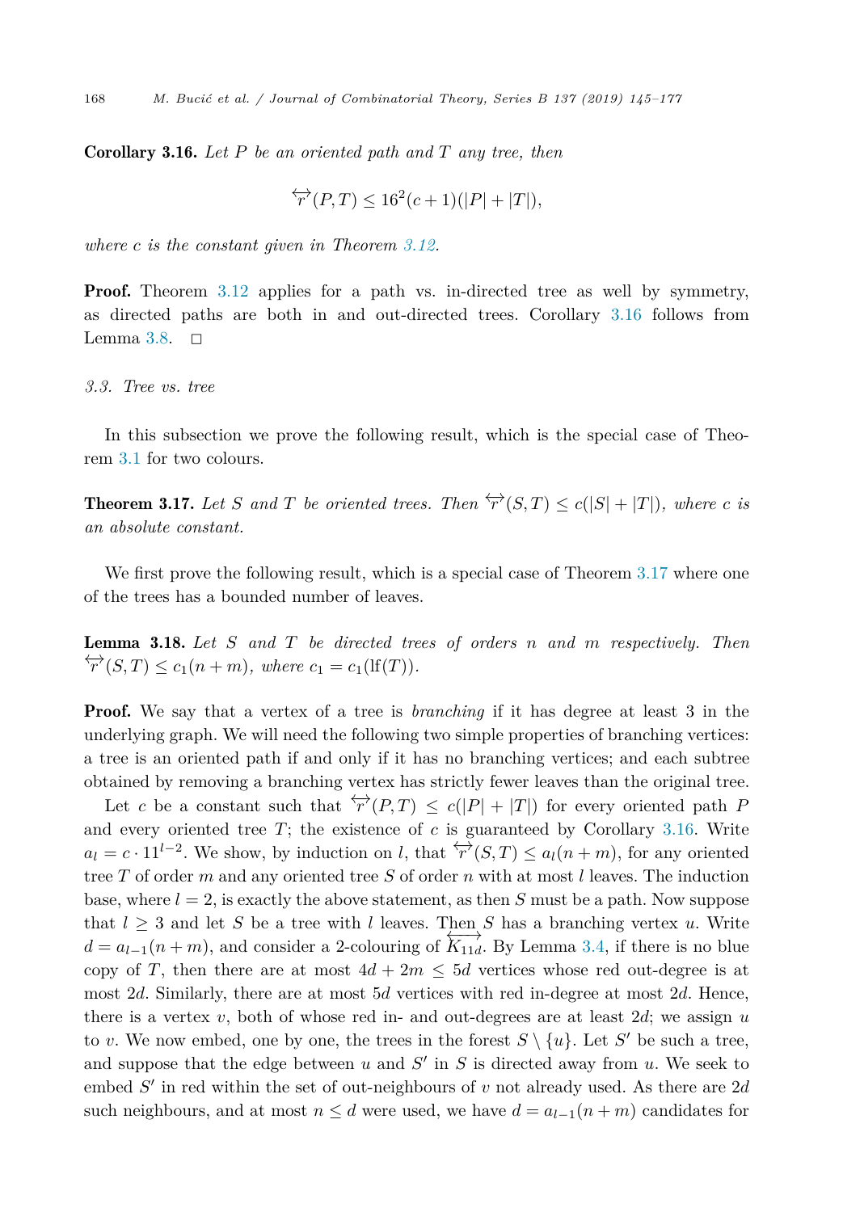**Corollary 3.16.** *Let $P$ be an oriented path and $T$ any tree, then*

$$\overleftrightarrow{r}(P,T) \leq 16^2(c+1)(|P|+|T|),$$

*where $c$ is the constant given in Theorem 3.12.*

**Proof.** Theorem 3.12 applies for a path vs. in-directed tree as well by symmetry, as directed paths are both in and out-directed trees. Corollary 3.16 follows from Lemma 3.8. $\square$

### 3.3. Tree vs. tree

In this subsection we prove the following result, which is the special case of Theorem 3.1 for two colours.

**Theorem 3.17.** *Let $S$ and $T$ be oriented trees. Then $\overleftrightarrow{r}(S,T) \leq c(|S|+|T|)$, where $c$ is an absolute constant.*

We first prove the following result, which is a special case of Theorem 3.17 where one of the trees has a bounded number of leaves.

**Lemma 3.18.** *Let $S$ and $T$ be directed trees of orders $n$ and $m$ respectively. Then $\overleftrightarrow{r}(S,T) \leq c_1(n+m)$, where $c_1 = c_1(\mathrm{lf}(T))$.*

**Proof.** We say that a vertex of a tree is *branching* if it has degree at least 3 in the underlying graph. We will need the following two simple properties of branching vertices: a tree is an oriented path if and only if it has no branching vertices; and each subtree obtained by removing a branching vertex has strictly fewer leaves than the original tree.

Let $c$ be a constant such that $\overleftrightarrow{r}(P,T) \leq c(|P|+|T|)$ for every oriented path $P$ and every oriented tree $T$; the existence of $c$ is guaranteed by Corollary 3.16. Write $a_l = c \cdot 11^{l-2}$. We show, by induction on $l$, that $\overleftrightarrow{r}(S,T) \leq a_l(n+m)$, for any oriented tree $T$ of order $m$ and any oriented tree $S$ of order $n$ with at most $l$ leaves. The induction base, where $l=2$, is exactly the above statement, as then $S$ must be a path. Now suppose that $l \geq 3$ and let $S$ be a tree with $l$ leaves. Then $S$ has a branching vertex $u$. Write $d = a_{l-1}(n+m)$, and consider a 2-colouring of $\overleftrightarrow{K_{11d}}$. By Lemma 3.4, if there is no blue copy of $T$, then there are at most $4d+2m \leq 5d$ vertices whose red out-degree is at most $2d$. Similarly, there are at most $5d$ vertices with red in-degree at most $2d$. Hence, there is a vertex $v$, both of whose red in- and out-degrees are at least $2d$; we assign $u$ to $v$. We now embed, one by one, the trees in the forest $S \setminus \{u\}$. Let $S'$ be such a tree, and suppose that the edge between $u$ and $S'$ in $S$ is directed away from $u$. We seek to embed $S'$ in red within the set of out-neighbours of $v$ not already used. As there are $2d$ such neighbours, and at most $n \leq d$ were used, we have $d = a_{l-1}(n+m)$ candidates for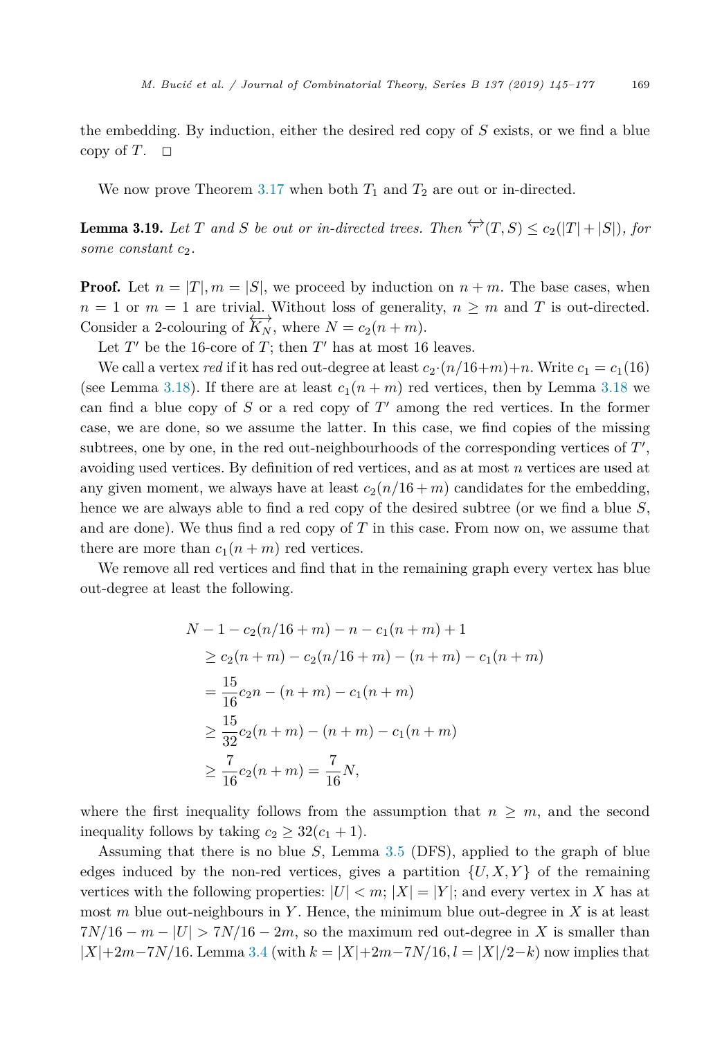the embedding. By induction, either the desired red copy of $S$ exists, or we find a blue copy of $T$. $\square$

We now prove Theorem 3.17 when both $T_1$ and $T_2$ are out or in-directed.

**Lemma 3.19.** *Let $T$ and $S$ be out or in-directed trees. Then $\overleftrightarrow{r}(T, S) \leq c_2(|T| + |S|)$, for some constant $c_2$.*

**Proof.** Let $n = |T|, m = |S|$, we proceed by induction on $n + m$. The base cases, when $n = 1$ or $m = 1$ are trivial. Without loss of generality, $n \geq m$ and $T$ is out-directed. Consider a 2-colouring of $\overleftrightarrow{K_N}$, where $N = c_2(n + m)$.

Let $T'$ be the 16-core of $T$; then $T'$ has at most 16 leaves.

We call a vertex *red* if it has red out-degree at least $c_2 \cdot (n/16+m)+n$. Write $c_1 = c_1(16)$ (see Lemma 3.18). If there are at least $c_1(n + m)$ red vertices, then by Lemma 3.18 we can find a blue copy of $S$ or a red copy of $T'$ among the red vertices. In the former case, we are done, so we assume the latter. In this case, we find copies of the missing subtrees, one by one, in the red out-neighbourhoods of the corresponding vertices of $T'$, avoiding used vertices. By definition of red vertices, and as at most $n$ vertices are used at any given moment, we always have at least $c_2(n/16 + m)$ candidates for the embedding, hence we are always able to find a red copy of the desired subtree (or we find a blue $S$, and are done). We thus find a red copy of $T$ in this case. From now on, we assume that there are more than $c_1(n + m)$ red vertices.

We remove all red vertices and find that in the remaining graph every vertex has blue out-degree at least the following.

$$
\begin{aligned}
&N - 1 - c_2(n/16 + m) - n - c_1(n + m) + 1 \\
&\quad \geq c_2(n + m) - c_2(n/16 + m) - (n + m) - c_1(n + m) \\
&\quad = \frac{15}{16}c_2 n - (n + m) - c_1(n + m) \\
&\quad \geq \frac{15}{32}c_2(n + m) - (n + m) - c_1(n + m) \\
&\quad \geq \frac{7}{16}c_2(n + m) = \frac{7}{16}N,
\end{aligned}
$$

where the first inequality follows from the assumption that $n \geq m$, and the second inequality follows by taking $c_2 \geq 32(c_1 + 1)$.

Assuming that there is no blue $S$, Lemma 3.5 (DFS), applied to the graph of blue edges induced by the non-red vertices, gives a partition $\{U, X, Y\}$ of the remaining vertices with the following properties: $|U| < m$; $|X| = |Y|$; and every vertex in $X$ has at most $m$ blue out-neighbours in $Y$. Hence, the minimum blue out-degree in $X$ is at least $7N/16 - m - |U| > 7N/16 - 2m$, so the maximum red out-degree in $X$ is smaller than $|X|+2m-7N/16$. Lemma 3.4 (with $k = |X|+2m-7N/16, l = |X|/2-k$) now implies that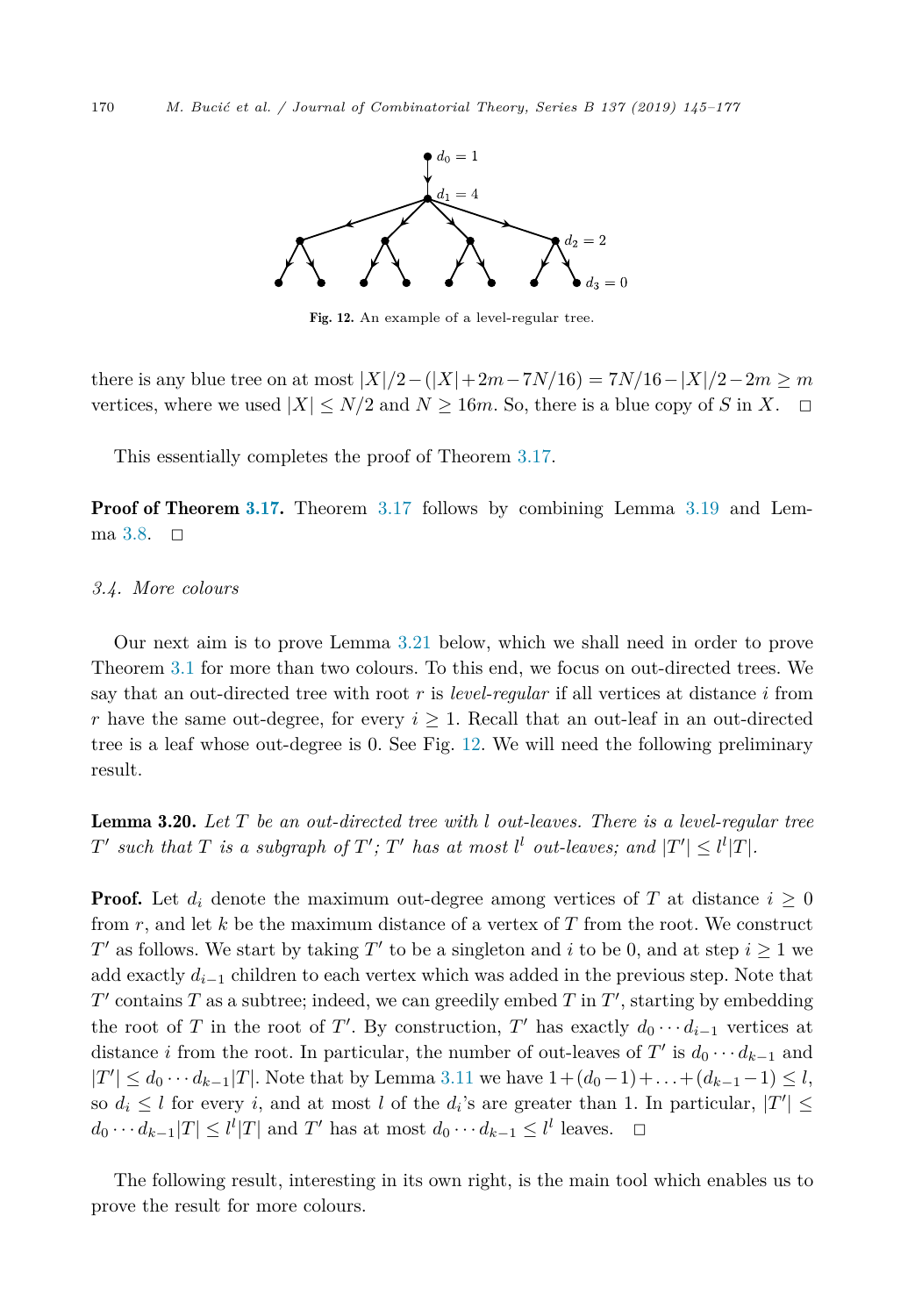Fig. 12. An example of a level-regular tree.

there is any blue tree on at most $|X|/2-(|X|+2m-7N/16)=7N/16-|X|/2-2m\geq m$ vertices, where we used $|X|\leq N/2$ and $N\geq 16m$. So, there is a blue copy of $S$ in $X$. $\square$

This essentially completes the proof of Theorem 3.17.

**Proof of Theorem 3.17.** Theorem 3.17 follows by combining Lemma 3.19 and Lemma 3.8. $\square$

*3.4. More colours*

Our next aim is to prove Lemma 3.21 below, which we shall need in order to prove Theorem 3.1 for more than two colours. To this end, we focus on out-directed trees. We say that an out-directed tree with root $r$ is *level-regular* if all vertices at distance $i$ from $r$ have the same out-degree, for every $i\geq 1$. Recall that an out-leaf in an out-directed tree is a leaf whose out-degree is 0. See Fig. 12. We will need the following preliminary result.

**Lemma 3.20.** *Let $T$ be an out-directed tree with $l$ out-leaves. There is a level-regular tree $T'$ such that $T$ is a subgraph of $T'$; $T'$ has at most $l^l$ out-leaves; and $|T'|\leq l^l|T|$.*

**Proof.** Let $d_i$ denote the maximum out-degree among vertices of $T$ at distance $i\geq 0$ from $r$, and let $k$ be the maximum distance of a vertex of $T$ from the root. We construct $T'$ as follows. We start by taking $T'$ to be a singleton and $i$ to be 0, and at step $i\geq 1$ we add exactly $d_{i-1}$ children to each vertex which was added in the previous step. Note that $T'$ contains $T$ as a subtree; indeed, we can greedily embed $T$ in $T'$, starting by embedding the root of $T$ in the root of $T'$. By construction, $T'$ has exactly $d_0\cdots d_{i-1}$ vertices at distance $i$ from the root. In particular, the number of out-leaves of $T'$ is $d_0\cdots d_{k-1}$ and $|T'|\leq d_0\cdots d_{k-1}|T|$. Note that by Lemma 3.11 we have $1+(d_0-1)+\ldots+(d_{k-1}-1)\leq l$, so $d_i\leq l$ for every $i$, and at most $l$ of the $d_i$'s are greater than 1. In particular, $|T'|\leq d_0\cdots d_{k-1}|T|\leq l^l|T|$ and $T'$ has at most $d_0\cdots d_{k-1}\leq l^l$ leaves. $\square$

The following result, interesting in its own right, is the main tool which enables us to prove the result for more colours.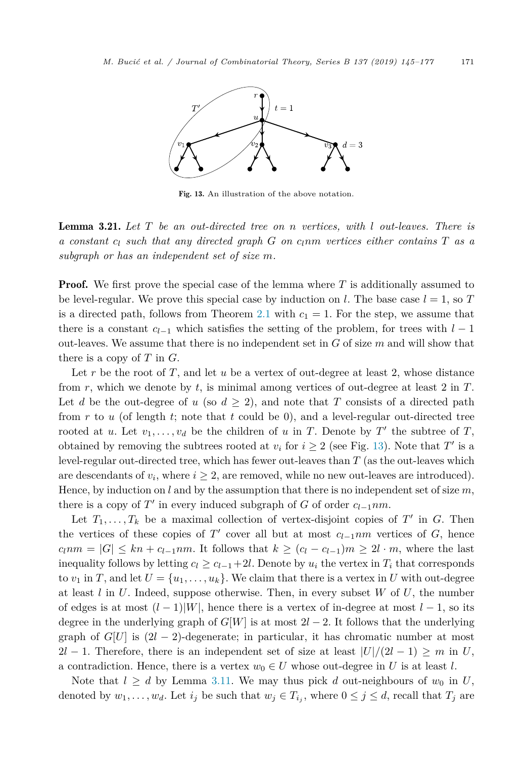Fig. 13. An illustration of the above notation.

**Lemma 3.21.** *Let $T$ be an out-directed tree on $n$ vertices, with $l$ out-leaves. There is a constant $c_l$ such that any directed graph $G$ on $c_l nm$ vertices either contains $T$ as a subgraph or has an independent set of size $m$.*

**Proof.** We first prove the special case of the lemma where $T$ is additionally assumed to be level-regular. We prove this special case by induction on $l$. The base case $l = 1$, so $T$ is a directed path, follows from Theorem 2.1 with $c_1 = 1$. For the step, we assume that there is a constant $c_{l-1}$ which satisfies the setting of the problem, for trees with $l - 1$ out-leaves. We assume that there is no independent set in $G$ of size $m$ and will show that there is a copy of $T$ in $G$.

Let $r$ be the root of $T$, and let $u$ be a vertex of out-degree at least 2, whose distance from $r$, which we denote by $t$, is minimal among vertices of out-degree at least 2 in $T$. Let $d$ be the out-degree of $u$ (so $d \geq 2$), and note that $T$ consists of a directed path from $r$ to $u$ (of length $t$; note that $t$ could be 0), and a level-regular out-directed tree rooted at $u$. Let $v_1, \dots, v_d$ be the children of $u$ in $T$. Denote by $T'$ the subtree of $T$, obtained by removing the subtrees rooted at $v_i$ for $i \geq 2$ (see Fig. 13). Note that $T'$ is a level-regular out-directed tree, which has fewer out-leaves than $T$ (as the out-leaves which are descendants of $v_i$, where $i \geq 2$, are removed, while no new out-leaves are introduced). Hence, by induction on $l$ and by the assumption that there is no independent set of size $m$, there is a copy of $T'$ in every induced subgraph of $G$ of order $c_{l-1}nm$.

Let $T_1, \dots, T_k$ be a maximal collection of vertex-disjoint copies of $T'$ in $G$. Then the vertices of these copies of $T'$ cover all but at most $c_{l-1}nm$ vertices of $G$, hence $c_l nm = |G| \leq kn + c_{l-1}nm$. It follows that $k \geq (c_l - c_{l-1})m \geq 2l \cdot m$, where the last inequality follows by letting $c_l \geq c_{l-1} + 2l$. Denote by $u_i$ the vertex in $T_i$ that corresponds to $v_1$ in $T$, and let $U = \{u_1, \dots, u_k\}$. We claim that there is a vertex in $U$ with out-degree at least $l$ in $U$. Indeed, suppose otherwise. Then, in every subset $W$ of $U$, the number of edges is at most $(l - 1)|W|$, hence there is a vertex of in-degree at most $l - 1$, so its degree in the underlying graph of $G[W]$ is at most $2l - 2$. It follows that the underlying graph of $G[U]$ is $(2l - 2)$-degenerate; in particular, it has chromatic number at most $2l - 1$. Therefore, there is an independent set of size at least $|U|/(2l - 1) \geq m$ in $U$, a contradiction. Hence, there is a vertex $w_0 \in U$ whose out-degree in $U$ is at least $l$.

Note that $l \geq d$ by Lemma 3.11. We may thus pick $d$ out-neighbours of $w_0$ in $U$, denoted by $w_1, \dots, w_d$. Let $i_j$ be such that $w_j \in T_{i_j}$, where $0 \leq j \leq d$, recall that $T_j$ are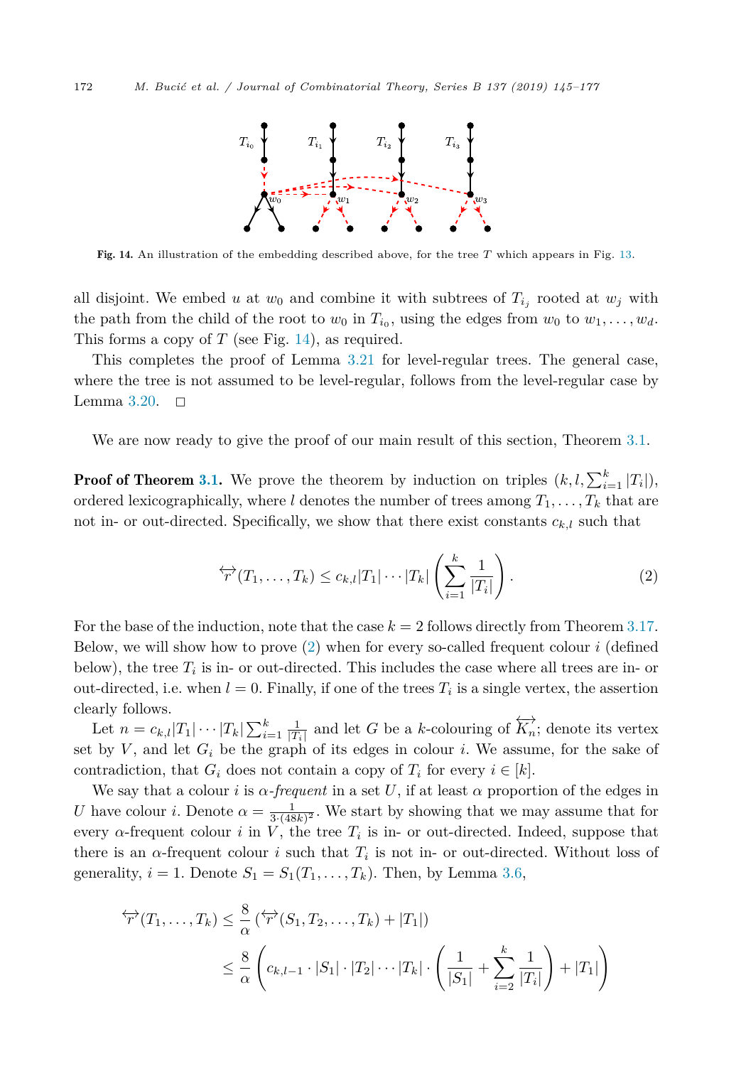**Fig. 14.** An illustration of the embedding described above, for the tree $T$ which appears in Fig. 13.

all disjoint. We embed $u$ at $w_0$ and combine it with subtrees of $T_{i_j}$ rooted at $w_j$ with the path from the child of the root to $w_0$ in $T_{i_0}$, using the edges from $w_0$ to $w_1, \ldots, w_d$. This forms a copy of $T$ (see Fig. 14), as required.

This completes the proof of Lemma 3.21 for level-regular trees. The general case, where the tree is not assumed to be level-regular, follows from the level-regular case by Lemma 3.20. $\square$

We are now ready to give the proof of our main result of this section, Theorem 3.1.

**Proof of Theorem 3.1.** We prove the theorem by induction on triples $(k, l, \sum_{i=1}^{k} |T_i|)$, ordered lexicographically, where $l$ denotes the number of trees among $T_1, \ldots, T_k$ that are not in- or out-directed. Specifically, we show that there exist constants $c_{k,l}$ such that

$$\overleftrightarrow{r}(T_1, \ldots, T_k) \leq c_{k,l} |T_1| \cdots |T_k| \left( \sum_{i=1}^{k} \frac{1}{|T_i|} \right). \tag{2}$$

For the base of the induction, note that the case $k = 2$ follows directly from Theorem 3.17. Below, we will show how to prove (2) when for every so-called frequent colour $i$ (defined below), the tree $T_i$ is in- or out-directed. This includes the case where all trees are in- or out-directed, i.e. when $l = 0$. Finally, if one of the trees $T_i$ is a single vertex, the assertion clearly follows.

Let $n = c_{k,l} |T_1| \cdots |T_k| \sum_{i=1}^{k} \frac{1}{|T_i|}$ and let $G$ be a $k$-colouring of $\overleftrightarrow{K_n}$; denote its vertex set by $V$, and let $G_i$ be the graph of its edges in colour $i$. We assume, for the sake of contradiction, that $G_i$ does not contain a copy of $T_i$ for every $i \in [k]$.

We say that a colour $i$ is *$\alpha$-frequent* in a set $U$, if at least $\alpha$ proportion of the edges in $U$ have colour $i$. Denote $\alpha = \frac{1}{3 \cdot (48k)^2}$. We start by showing that we may assume that for every $\alpha$-frequent colour $i$ in $V$, the tree $T_i$ is in- or out-directed. Indeed, suppose that there is an $\alpha$-frequent colour $i$ such that $T_i$ is not in- or out-directed. Without loss of generality, $i = 1$. Denote $S_1 = S_1(T_1, \ldots, T_k)$. Then, by Lemma 3.6,

$$\begin{aligned}
\overleftrightarrow{r}(T_1, \ldots, T_k) &\leq \frac{8}{\alpha} \left( \overleftrightarrow{r}(S_1, T_2, \ldots, T_k) + |T_1| \right) \\
&\leq \frac{8}{\alpha} \left( c_{k,l-1} \cdot |S_1| \cdot |T_2| \cdots |T_k| \cdot \left( \frac{1}{|S_1|} + \sum_{i=2}^{k} \frac{1}{|T_i|} \right) + |T_1| \right)
\end{aligned}$$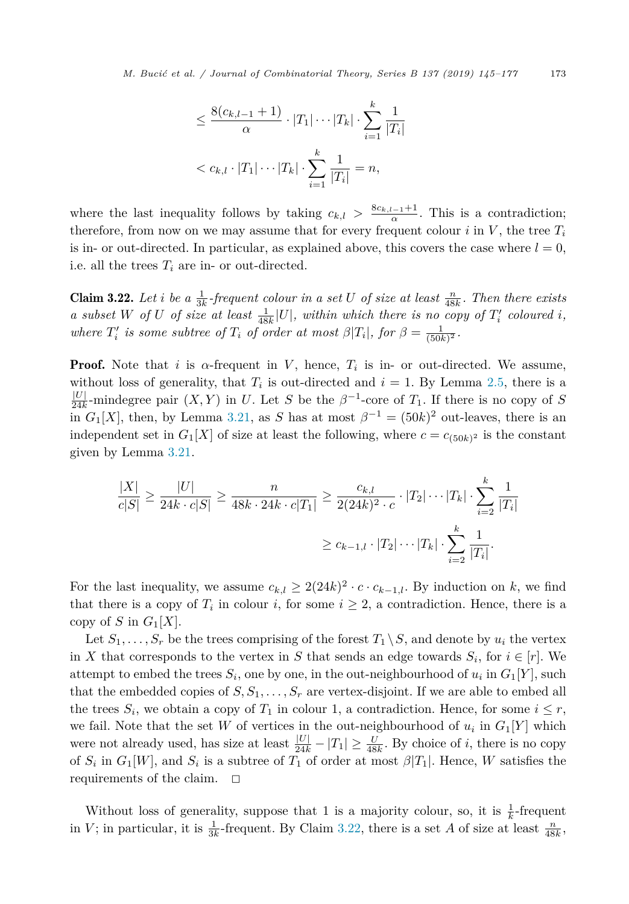$$\leq \frac{8(c_{k,l-1}+1)}{\alpha} \cdot |T_1| \cdots |T_k| \cdot \sum_{i=1}^{k} \frac{1}{|T_i|}$$

$$< c_{k,l} \cdot |T_1| \cdots |T_k| \cdot \sum_{i=1}^{k} \frac{1}{|T_i|} = n,$$

where the last inequality follows by taking $c_{k,l} > \frac{8c_{k,l-1}+1}{\alpha}$. This is a contradiction; therefore, from now on we may assume that for every frequent colour $i$ in $V$, the tree $T_i$ is in- or out-directed. In particular, as explained above, this covers the case where $l = 0$, i.e. all the trees $T_i$ are in- or out-directed.

**Claim 3.22.** *Let $i$ be a $\frac{1}{3k}$-frequent colour in a set $U$ of size at least $\frac{n}{48k}$. Then there exists a subset $W$ of $U$ of size at least $\frac{1}{48k}|U|$, within which there is no copy of $T_i'$ coloured $i$, where $T_i'$ is some subtree of $T_i$ of order at most $\beta|T_i|$, for $\beta = \frac{1}{(50k)^2}$.*

**Proof.** Note that $i$ is $\alpha$-frequent in $V$, hence, $T_i$ is in- or out-directed. We assume, without loss of generality, that $T_i$ is out-directed and $i = 1$. By Lemma 2.5, there is a $\frac{|U|}{24k}$-mindegree pair $(X, Y)$ in $U$. Let $S$ be the $\beta^{-1}$-core of $T_1$. If there is no copy of $S$ in $G_1[X]$, then, by Lemma 3.21, as $S$ has at most $\beta^{-1} = (50k)^2$ out-leaves, there is an independent set in $G_1[X]$ of size at least the following, where $c = c_{(50k)^2}$ is the constant given by Lemma 3.21.

$$\frac{|X|}{c|S|} \geq \frac{|U|}{24k \cdot c|S|} \geq \frac{n}{48k \cdot 24k \cdot c|T_1|} \geq \frac{c_{k,l}}{2(24k)^2 \cdot c} \cdot |T_2| \cdots |T_k| \cdot \sum_{i=2}^{k} \frac{1}{|T_i|}$$

$$\geq c_{k-1,l} \cdot |T_2| \cdots |T_k| \cdot \sum_{i=2}^{k} \frac{1}{|T_i|}.$$

For the last inequality, we assume $c_{k,l} \geq 2(24k)^2 \cdot c \cdot c_{k-1,l}$. By induction on $k$, we find that there is a copy of $T_i$ in colour $i$, for some $i \geq 2$, a contradiction. Hence, there is a copy of $S$ in $G_1[X]$.

Let $S_1, \ldots, S_r$ be the trees comprising of the forest $T_1 \setminus S$, and denote by $u_i$ the vertex in $X$ that corresponds to the vertex in $S$ that sends an edge towards $S_i$, for $i \in [r]$. We attempt to embed the trees $S_i$, one by one, in the out-neighbourhood of $u_i$ in $G_1[Y]$, such that the embedded copies of $S, S_1, \ldots, S_r$ are vertex-disjoint. If we are able to embed all the trees $S_i$, we obtain a copy of $T_1$ in colour 1, a contradiction. Hence, for some $i \leq r$, we fail. Note that the set $W$ of vertices in the out-neighbourhood of $u_i$ in $G_1[Y]$ which were not already used, has size at least $\frac{|U|}{24k} - |T_1| \geq \frac{U}{48k}$. By choice of $i$, there is no copy of $S_i$ in $G_1[W]$, and $S_i$ is a subtree of $T_1$ of order at most $\beta|T_1|$. Hence, $W$ satisfies the requirements of the claim. $\square$

Without loss of generality, suppose that 1 is a majority colour, so, it is $\frac{1}{k}$-frequent in $V$; in particular, it is $\frac{1}{3k}$-frequent. By Claim 3.22, there is a set $A$ of size at least $\frac{n}{48k}$,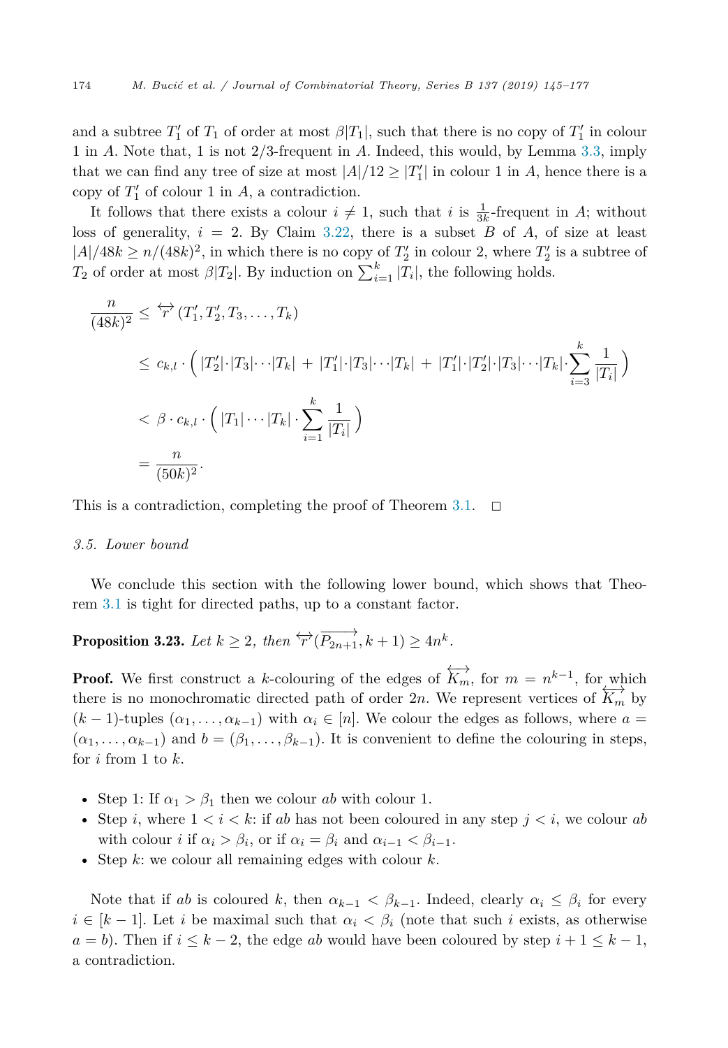and a subtree $T_1'$ of $T_1$ of order at most $\beta|T_1|$, such that there is no copy of $T_1'$ in colour 1 in $A$. Note that, 1 is not 2/3-frequent in $A$. Indeed, this would, by Lemma 3.3, imply that we can find any tree of size at most $|A|/12 \geq |T_1'|$ in colour 1 in $A$, hence there is a copy of $T_1'$ of colour 1 in $A$, a contradiction.

It follows that there exists a colour $i \neq 1$, such that $i$ is $\frac{1}{3k}$-frequent in $A$; without loss of generality, $i = 2$. By Claim 3.22, there is a subset $B$ of $A$, of size at least $|A|/48k \geq n/(48k)^2$, in which there is no copy of $T_2'$ in colour 2, where $T_2'$ is a subtree of $T_2$ of order at most $\beta|T_2|$. By induction on $\sum_{i=1}^{k}|T_i|$, the following holds.

$$
\begin{aligned}
\frac{n}{(48k)^2} &\leq \overleftrightarrow{r}(T_1', T_2', T_3, \ldots, T_k) \\
&\leq c_{k,l} \cdot \Big( |T_2'|\cdot|T_3|\cdots|T_k| \;+\; |T_1'|\cdot|T_3|\cdots|T_k| \;+\; |T_1'|\cdot|T_2'|\cdot|T_3|\cdots|T_k|\cdot\sum_{i=3}^{k}\frac{1}{|T_i|} \Big) \\
&< \beta \cdot c_{k,l} \cdot \Big( |T_1|\cdots|T_k| \cdot \sum_{i=1}^{k}\frac{1}{|T_i|} \Big) \\
&= \frac{n}{(50k)^2}.
\end{aligned}
$$

This is a contradiction, completing the proof of Theorem 3.1. $\square$

### 3.5. Lower bound

We conclude this section with the following lower bound, which shows that Theorem 3.1 is tight for directed paths, up to a constant factor.

**Proposition 3.23.** *Let $k \geq 2$, then $\overleftrightarrow{r}(\overrightarrow{P_{2n+1}}, k+1) \geq 4n^k$.*

**Proof.** We first construct a $k$-colouring of the edges of $\overleftrightarrow{K_m}$, for $m = n^{k-1}$, for which there is no monochromatic directed path of order $2n$. We represent vertices of $\overleftrightarrow{K_m}$ by $(k-1)$-tuples $(\alpha_1, \ldots, \alpha_{k-1})$ with $\alpha_i \in [n]$. We colour the edges as follows, where $a = (\alpha_1, \ldots, \alpha_{k-1})$ and $b = (\beta_1, \ldots, \beta_{k-1})$. It is convenient to define the colouring in steps, for $i$ from 1 to $k$.

- Step 1: If $\alpha_1 > \beta_1$ then we colour $ab$ with colour 1.
- Step $i$, where $1 < i < k$: if $ab$ has not been coloured in any step $j < i$, we colour $ab$ with colour $i$ if $\alpha_i > \beta_i$, or if $\alpha_i = \beta_i$ and $\alpha_{i-1} < \beta_{i-1}$.
- Step $k$: we colour all remaining edges with colour $k$.

Note that if $ab$ is coloured $k$, then $\alpha_{k-1} < \beta_{k-1}$. Indeed, clearly $\alpha_i \leq \beta_i$ for every $i \in [k-1]$. Let $i$ be maximal such that $\alpha_i < \beta_i$ (note that such $i$ exists, as otherwise $a = b$). Then if $i \leq k-2$, the edge $ab$ would have been coloured by step $i + 1 \leq k - 1$, a contradiction.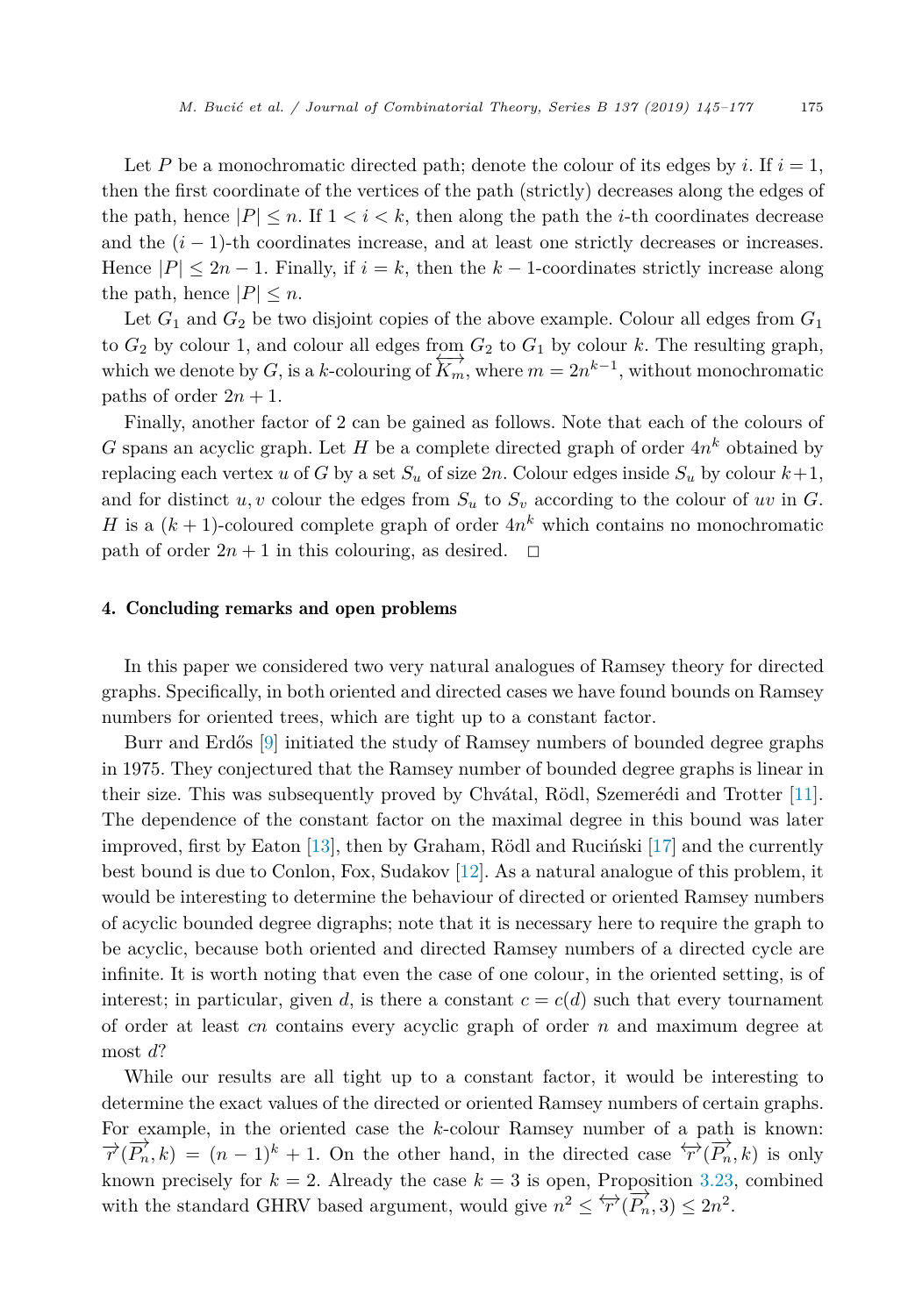Let $P$ be a monochromatic directed path; denote the colour of its edges by $i$. If $i = 1$, then the first coordinate of the vertices of the path (strictly) decreases along the edges of the path, hence $|P| \leq n$. If $1 < i < k$, then along the path the $i$-th coordinates decrease and the $(i-1)$-th coordinates increase, and at least one strictly decreases or increases. Hence $|P| \leq 2n - 1$. Finally, if $i = k$, then the $k-1$-coordinates strictly increase along the path, hence $|P| \leq n$.

Let $G_1$ and $G_2$ be two disjoint copies of the above example. Colour all edges from $G_1$ to $G_2$ by colour 1, and colour all edges from $G_2$ to $G_1$ by colour $k$. The resulting graph, which we denote by $G$, is a $k$-colouring of $\overleftrightarrow{K_m}$, where $m = 2n^{k-1}$, without monochromatic paths of order $2n + 1$.

Finally, another factor of 2 can be gained as follows. Note that each of the colours of $G$ spans an acyclic graph. Let $H$ be a complete directed graph of order $4n^k$ obtained by replacing each vertex $u$ of $G$ by a set $S_u$ of size $2n$. Colour edges inside $S_u$ by colour $k+1$, and for distinct $u, v$ colour the edges from $S_u$ to $S_v$ according to the colour of $uv$ in $G$. $H$ is a $(k+1)$-coloured complete graph of order $4n^k$ which contains no monochromatic path of order $2n + 1$ in this colouring, as desired. $\square$

## 4. Concluding remarks and open problems

In this paper we considered two very natural analogues of Ramsey theory for directed graphs. Specifically, in both oriented and directed cases we have found bounds on Ramsey numbers for oriented trees, which are tight up to a constant factor.

Burr and Erdős [9] initiated the study of Ramsey numbers of bounded degree graphs in 1975. They conjectured that the Ramsey number of bounded degree graphs is linear in their size. This was subsequently proved by Chvátal, Rödl, Szemerédi and Trotter [11]. The dependence of the constant factor on the maximal degree in this bound was later improved, first by Eaton [13], then by Graham, Rödl and Ruciński [17] and the currently best bound is due to Conlon, Fox, Sudakov [12]. As a natural analogue of this problem, it would be interesting to determine the behaviour of directed or oriented Ramsey numbers of acyclic bounded degree digraphs; note that it is necessary here to require the graph to be acyclic, because both oriented and directed Ramsey numbers of a directed cycle are infinite. It is worth noting that even the case of one colour, in the oriented setting, is of interest; in particular, given $d$, is there a constant $c = c(d)$ such that every tournament of order at least $cn$ contains every acyclic graph of order $n$ and maximum degree at most $d$?

While our results are all tight up to a constant factor, it would be interesting to determine the exact values of the directed or oriented Ramsey numbers of certain graphs. For example, in the oriented case the $k$-colour Ramsey number of a path is known: $\overrightarrow{r}(\overrightarrow{P_n}, k) = (n-1)^k + 1$. On the other hand, in the directed case $\overleftrightarrow{r}(\overrightarrow{P_n}, k)$ is only known precisely for $k = 2$. Already the case $k = 3$ is open, Proposition 3.23, combined with the standard GHRV based argument, would give $n^2 \leq \overleftrightarrow{r}(\overrightarrow{P_n}, 3) \leq 2n^2$.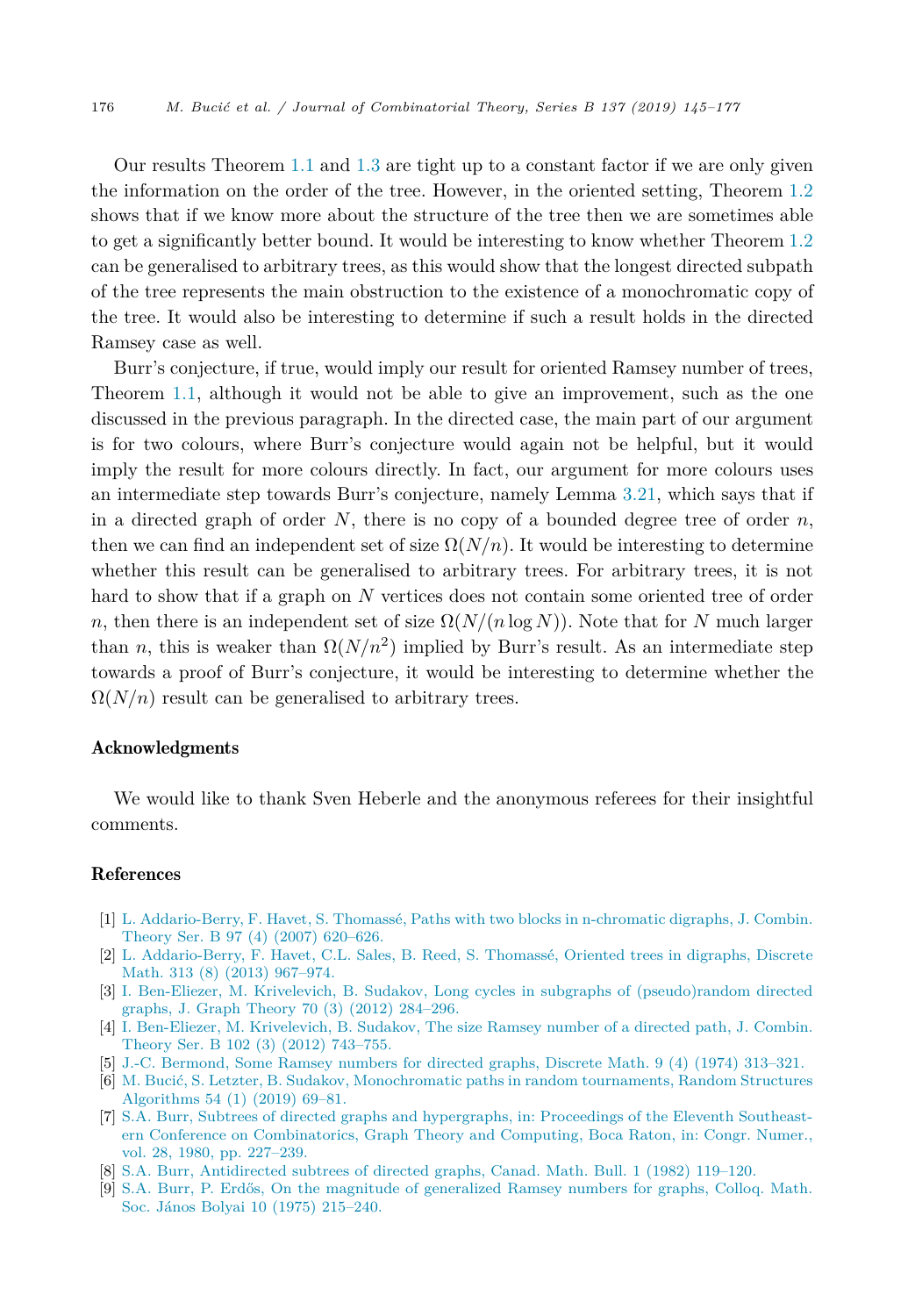Our results Theorem 1.1 and 1.3 are tight up to a constant factor if we are only given the information on the order of the tree. However, in the oriented setting, Theorem 1.2 shows that if we know more about the structure of the tree then we are sometimes able to get a significantly better bound. It would be interesting to know whether Theorem 1.2 can be generalised to arbitrary trees, as this would show that the longest directed subpath of the tree represents the main obstruction to the existence of a monochromatic copy of the tree. It would also be interesting to determine if such a result holds in the directed Ramsey case as well.

Burr's conjecture, if true, would imply our result for oriented Ramsey number of trees, Theorem 1.1, although it would not be able to give an improvement, such as the one discussed in the previous paragraph. In the directed case, the main part of our argument is for two colours, where Burr's conjecture would again not be helpful, but it would imply the result for more colours directly. In fact, our argument for more colours uses an intermediate step towards Burr's conjecture, namely Lemma 3.21, which says that if in a directed graph of order $N$, there is no copy of a bounded degree tree of order $n$, then we can find an independent set of size $\Omega(N/n)$. It would be interesting to determine whether this result can be generalised to arbitrary trees. For arbitrary trees, it is not hard to show that if a graph on $N$ vertices does not contain some oriented tree of order $n$, then there is an independent set of size $\Omega(N/(n \log N))$. Note that for $N$ much larger than $n$, this is weaker than $\Omega(N/n^2)$ implied by Burr's result. As an intermediate step towards a proof of Burr's conjecture, it would be interesting to determine whether the $\Omega(N/n)$ result can be generalised to arbitrary trees.

## Acknowledgments

We would like to thank Sven Heberle and the anonymous referees for their insightful comments.

## References

[1] L. Addario-Berry, F. Havet, S. Thomassé, Paths with two blocks in n-chromatic digraphs, J. Combin. Theory Ser. B 97 (4) (2007) 620–626.

[2] L. Addario-Berry, F. Havet, C.L. Sales, B. Reed, S. Thomassé, Oriented trees in digraphs, Discrete Math. 313 (8) (2013) 967–974.

[3] I. Ben-Eliezer, M. Krivelevich, B. Sudakov, Long cycles in subgraphs of (pseudo)random directed graphs, J. Graph Theory 70 (3) (2012) 284–296.

[4] I. Ben-Eliezer, M. Krivelevich, B. Sudakov, The size Ramsey number of a directed path, J. Combin. Theory Ser. B 102 (3) (2012) 743–755.

[5] J.-C. Bermond, Some Ramsey numbers for directed graphs, Discrete Math. 9 (4) (1974) 313–321.

[6] M. Bucić, S. Letzter, B. Sudakov, Monochromatic paths in random tournaments, Random Structures Algorithms 54 (1) (2019) 69–81.

[7] S.A. Burr, Subtrees of directed graphs and hypergraphs, in: Proceedings of the Eleventh Southeastern Conference on Combinatorics, Graph Theory and Computing, Boca Raton, in: Congr. Numer., vol. 28, 1980, pp. 227–239.

[8] S.A. Burr, Antidirected subtrees of directed graphs, Canad. Math. Bull. 1 (1982) 119–120.

[9] S.A. Burr, P. Erdős, On the magnitude of generalized Ramsey numbers for graphs, Colloq. Math. Soc. János Bolyai 10 (1975) 215–240.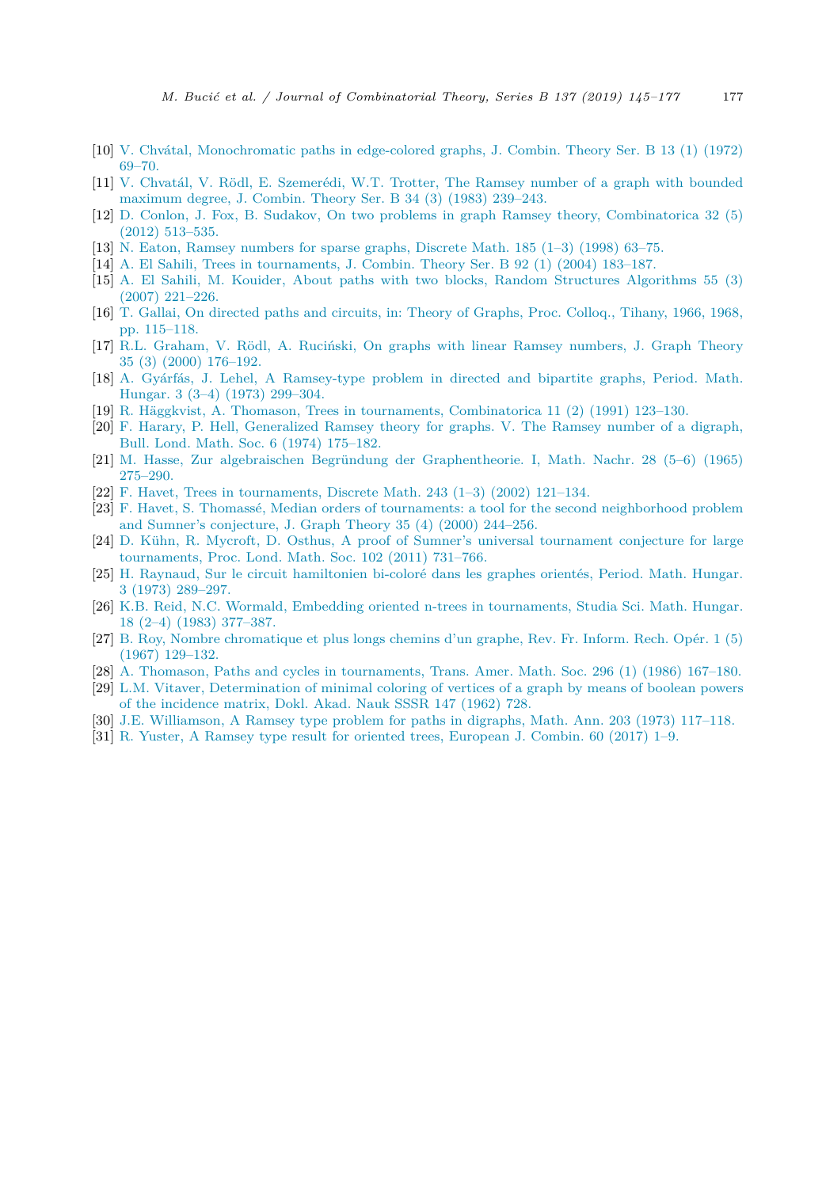[10] V. Chvátal, Monochromatic paths in edge-colored graphs, J. Combin. Theory Ser. B 13 (1) (1972) 69–70.

[11] V. Chvatál, V. Rödl, E. Szemerédi, W.T. Trotter, The Ramsey number of a graph with bounded maximum degree, J. Combin. Theory Ser. B 34 (3) (1983) 239–243.

[12] D. Conlon, J. Fox, B. Sudakov, On two problems in graph Ramsey theory, Combinatorica 32 (5) (2012) 513–535.

[13] N. Eaton, Ramsey numbers for sparse graphs, Discrete Math. 185 (1–3) (1998) 63–75.

[14] A. El Sahili, Trees in tournaments, J. Combin. Theory Ser. B 92 (1) (2004) 183–187.

[15] A. El Sahili, M. Kouider, About paths with two blocks, Random Structures Algorithms 55 (3) (2007) 221–226.

[16] T. Gallai, On directed paths and circuits, in: Theory of Graphs, Proc. Colloq., Tihany, 1966, 1968, pp. 115–118.

[17] R.L. Graham, V. Rödl, A. Ruciński, On graphs with linear Ramsey numbers, J. Graph Theory 35 (3) (2000) 176–192.

[18] A. Gyárfás, J. Lehel, A Ramsey-type problem in directed and bipartite graphs, Period. Math. Hungar. 3 (3–4) (1973) 299–304.

[19] R. Häggkvist, A. Thomason, Trees in tournaments, Combinatorica 11 (2) (1991) 123–130.

[20] F. Harary, P. Hell, Generalized Ramsey theory for graphs. V. The Ramsey number of a digraph, Bull. Lond. Math. Soc. 6 (1974) 175–182.

[21] M. Hasse, Zur algebraischen Begründung der Graphentheorie. I, Math. Nachr. 28 (5–6) (1965) 275–290.

[22] F. Havet, Trees in tournaments, Discrete Math. 243 (1–3) (2002) 121–134.

[23] F. Havet, S. Thomassé, Median orders of tournaments: a tool for the second neighborhood problem and Sumner's conjecture, J. Graph Theory 35 (4) (2000) 244–256.

[24] D. Kühn, R. Mycroft, D. Osthus, A proof of Sumner's universal tournament conjecture for large tournaments, Proc. Lond. Math. Soc. 102 (2011) 731–766.

[25] H. Raynaud, Sur le circuit hamiltonien bi-coloré dans les graphes orientés, Period. Math. Hungar. 3 (1973) 289–297.

[26] K.B. Reid, N.C. Wormald, Embedding oriented n-trees in tournaments, Studia Sci. Math. Hungar. 18 (2–4) (1983) 377–387.

[27] B. Roy, Nombre chromatique et plus longs chemins d'un graphe, Rev. Fr. Inform. Rech. Opér. 1 (5) (1967) 129–132.

[28] A. Thomason, Paths and cycles in tournaments, Trans. Amer. Math. Soc. 296 (1) (1986) 167–180.

[29] L.M. Vitaver, Determination of minimal coloring of vertices of a graph by means of boolean powers of the incidence matrix, Dokl. Akad. Nauk SSSR 147 (1962) 728.

[30] J.E. Williamson, A Ramsey type problem for paths in digraphs, Math. Ann. 203 (1973) 117–118.

[31] R. Yuster, A Ramsey type result for oriented trees, European J. Combin. 60 (2017) 1–9.